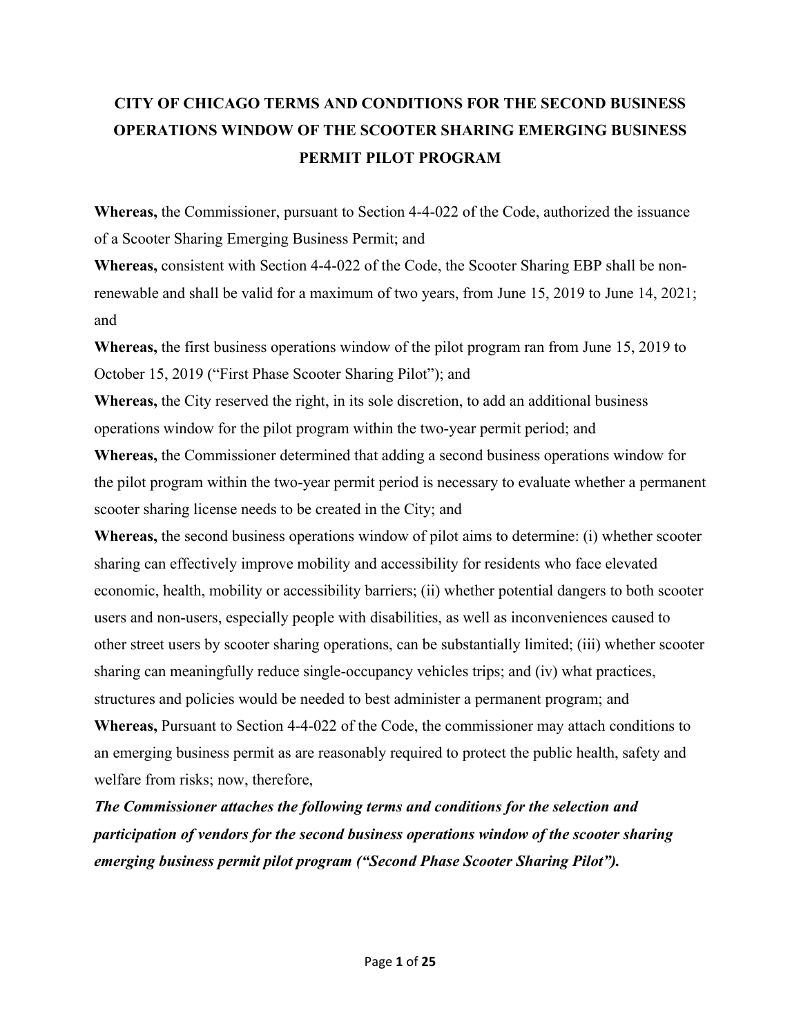# CITY OF CHICAGO TERMS AND CONDITIONS FOR THE SECOND BUSINESS OPERATIONS WINDOW OF THE SCOOTER SHARING EMERGING BUSINESS PERMIT PILOT PROGRAM

**Whereas,** the Commissioner, pursuant to Section 4-4-022 of the Code, authorized the issuance of a Scooter Sharing Emerging Business Permit; and

**Whereas,** consistent with Section 4-4-022 of the Code, the Scooter Sharing EBP shall be non-renewable and shall be valid for a maximum of two years, from June 15, 2019 to June 14, 2021; and

**Whereas,** the first business operations window of the pilot program ran from June 15, 2019 to October 15, 2019 ("First Phase Scooter Sharing Pilot"); and

**Whereas,** the City reserved the right, in its sole discretion, to add an additional business operations window for the pilot program within the two-year permit period; and

**Whereas,** the Commissioner determined that adding a second business operations window for the pilot program within the two-year permit period is necessary to evaluate whether a permanent scooter sharing license needs to be created in the City; and

**Whereas,** the second business operations window of pilot aims to determine: (i) whether scooter sharing can effectively improve mobility and accessibility for residents who face elevated economic, health, mobility or accessibility barriers; (ii) whether potential dangers to both scooter users and non-users, especially people with disabilities, as well as inconveniences caused to other street users by scooter sharing operations, can be substantially limited; (iii) whether scooter sharing can meaningfully reduce single-occupancy vehicles trips; and (iv) what practices, structures and policies would be needed to best administer a permanent program; and

**Whereas,** Pursuant to Section 4-4-022 of the Code, the commissioner may attach conditions to an emerging business permit as are reasonably required to protect the public health, safety and welfare from risks; now, therefore,

***The Commissioner attaches the following terms and conditions for the selection and participation of vendors for the second business operations window of the scooter sharing emerging business permit pilot program ("Second Phase Scooter Sharing Pilot").***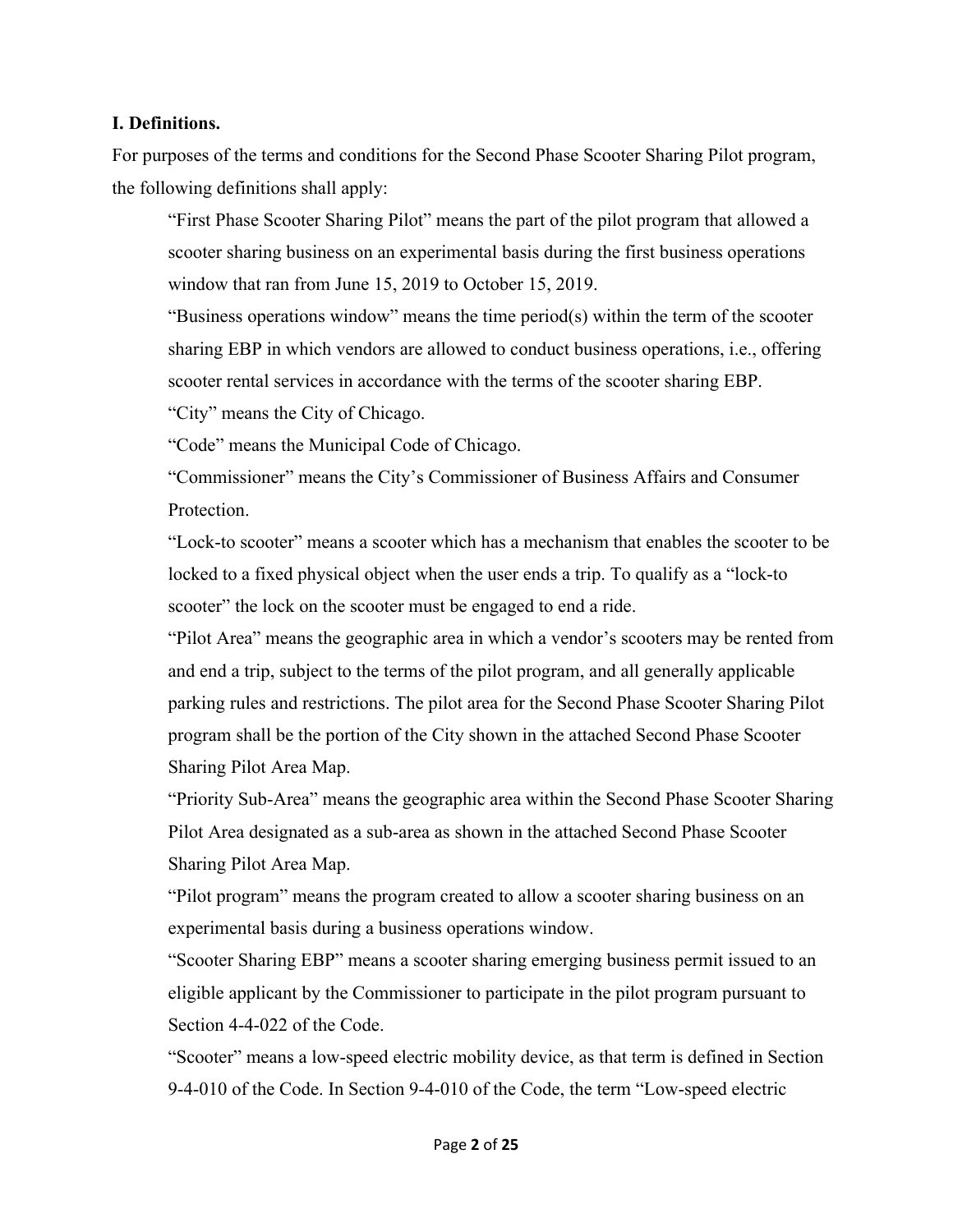## I. Definitions.

For purposes of the terms and conditions for the Second Phase Scooter Sharing Pilot program, the following definitions shall apply:

"First Phase Scooter Sharing Pilot" means the part of the pilot program that allowed a scooter sharing business on an experimental basis during the first business operations window that ran from June 15, 2019 to October 15, 2019.

"Business operations window" means the time period(s) within the term of the scooter sharing EBP in which vendors are allowed to conduct business operations, i.e., offering scooter rental services in accordance with the terms of the scooter sharing EBP.

"City" means the City of Chicago.

"Code" means the Municipal Code of Chicago.

"Commissioner" means the City's Commissioner of Business Affairs and Consumer Protection.

"Lock-to scooter" means a scooter which has a mechanism that enables the scooter to be locked to a fixed physical object when the user ends a trip. To qualify as a "lock-to scooter" the lock on the scooter must be engaged to end a ride.

"Pilot Area" means the geographic area in which a vendor's scooters may be rented from and end a trip, subject to the terms of the pilot program, and all generally applicable parking rules and restrictions. The pilot area for the Second Phase Scooter Sharing Pilot program shall be the portion of the City shown in the attached Second Phase Scooter Sharing Pilot Area Map.

"Priority Sub-Area" means the geographic area within the Second Phase Scooter Sharing Pilot Area designated as a sub-area as shown in the attached Second Phase Scooter Sharing Pilot Area Map.

"Pilot program" means the program created to allow a scooter sharing business on an experimental basis during a business operations window.

"Scooter Sharing EBP" means a scooter sharing emerging business permit issued to an eligible applicant by the Commissioner to participate in the pilot program pursuant to Section 4-4-022 of the Code.

"Scooter" means a low-speed electric mobility device, as that term is defined in Section 9-4-010 of the Code. In Section 9-4-010 of the Code, the term "Low-speed electric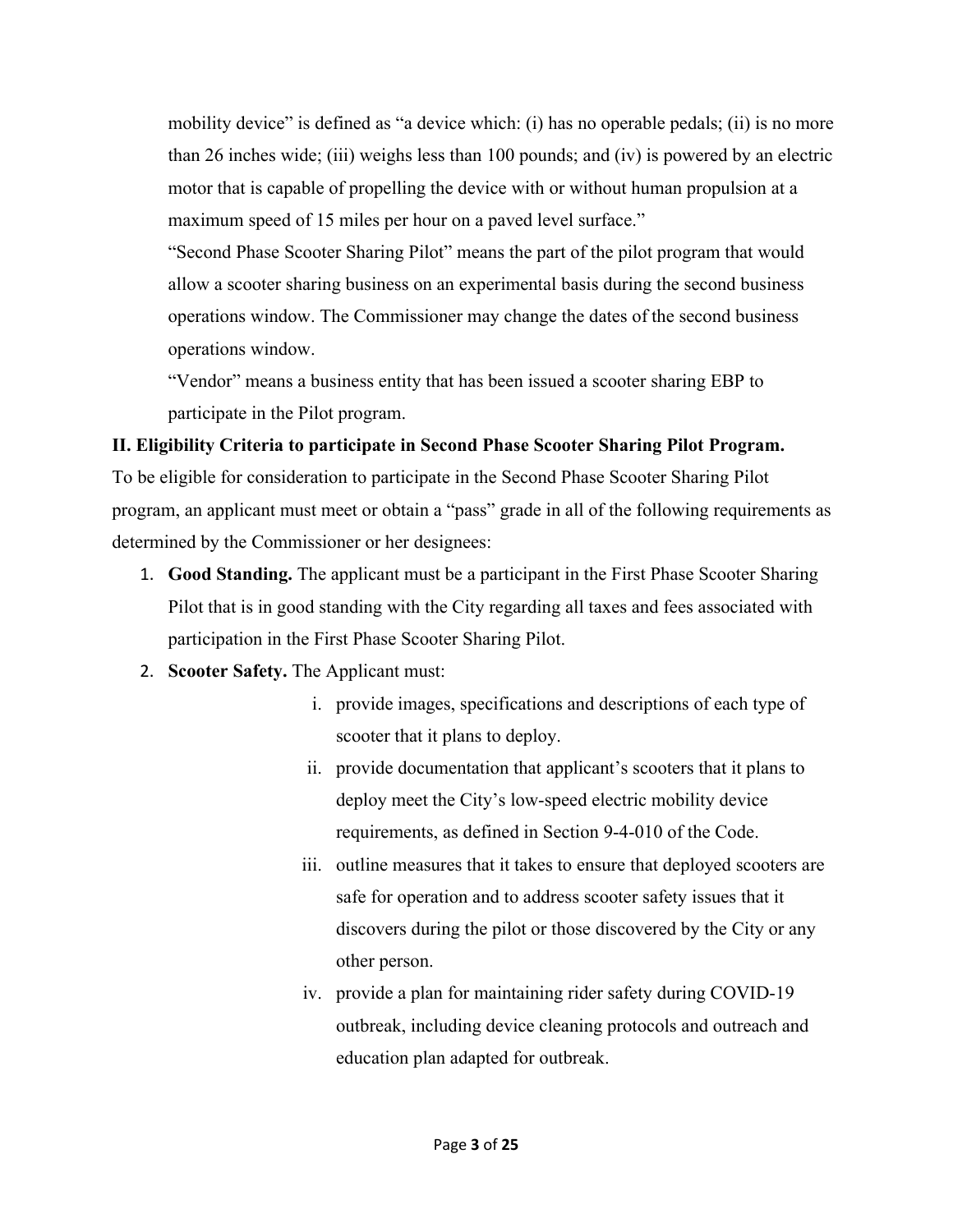mobility device" is defined as "a device which: (i) has no operable pedals; (ii) is no more than 26 inches wide; (iii) weighs less than 100 pounds; and (iv) is powered by an electric motor that is capable of propelling the device with or without human propulsion at a maximum speed of 15 miles per hour on a paved level surface."

"Second Phase Scooter Sharing Pilot" means the part of the pilot program that would allow a scooter sharing business on an experimental basis during the second business operations window. The Commissioner may change the dates of the second business operations window.

"Vendor" means a business entity that has been issued a scooter sharing EBP to participate in the Pilot program.

**II. Eligibility Criteria to participate in Second Phase Scooter Sharing Pilot Program.**

To be eligible for consideration to participate in the Second Phase Scooter Sharing Pilot program, an applicant must meet or obtain a "pass" grade in all of the following requirements as determined by the Commissioner or her designees:

1. **Good Standing.** The applicant must be a participant in the First Phase Scooter Sharing Pilot that is in good standing with the City regarding all taxes and fees associated with participation in the First Phase Scooter Sharing Pilot.
2. **Scooter Safety.** The Applicant must:
   1. provide images, specifications and descriptions of each type of scooter that it plans to deploy.
   2. provide documentation that applicant's scooters that it plans to deploy meet the City's low-speed electric mobility device requirements, as defined in Section 9-4-010 of the Code.
   3. outline measures that it takes to ensure that deployed scooters are safe for operation and to address scooter safety issues that it discovers during the pilot or those discovered by the City or any other person.
   4. provide a plan for maintaining rider safety during COVID-19 outbreak, including device cleaning protocols and outreach and education plan adapted for outbreak.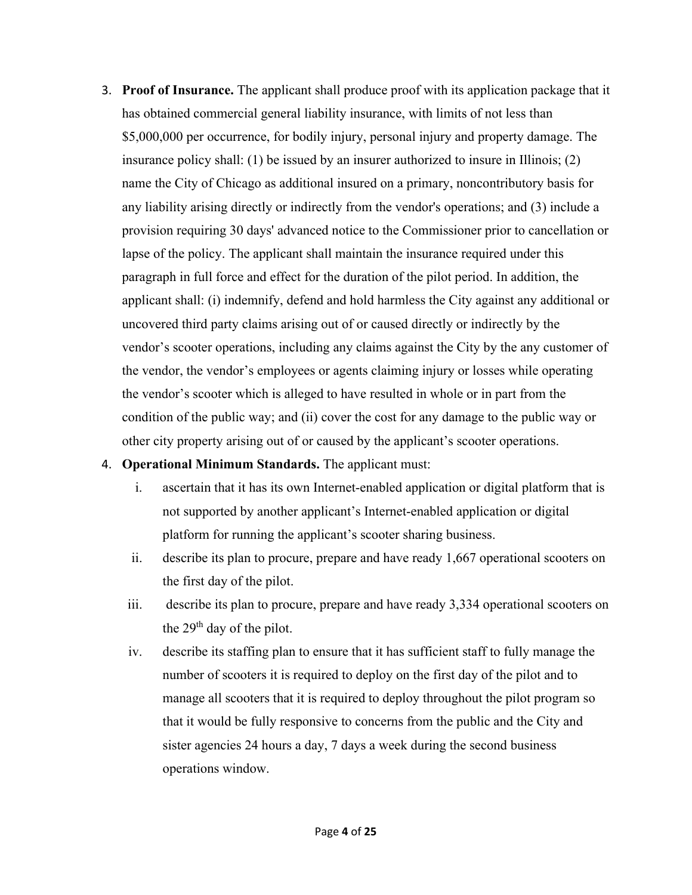3. **Proof of Insurance.** The applicant shall produce proof with its application package that it has obtained commercial general liability insurance, with limits of not less than $5,000,000 per occurrence, for bodily injury, personal injury and property damage. The insurance policy shall: (1) be issued by an insurer authorized to insure in Illinois; (2) name the City of Chicago as additional insured on a primary, noncontributory basis for any liability arising directly or indirectly from the vendor's operations; and (3) include a provision requiring 30 days' advanced notice to the Commissioner prior to cancellation or lapse of the policy. The applicant shall maintain the insurance required under this paragraph in full force and effect for the duration of the pilot period. In addition, the applicant shall: (i) indemnify, defend and hold harmless the City against any additional or uncovered third party claims arising out of or caused directly or indirectly by the vendor's scooter operations, including any claims against the City by the any customer of the vendor, the vendor's employees or agents claiming injury or losses while operating the vendor's scooter which is alleged to have resulted in whole or in part from the condition of the public way; and (ii) cover the cost for any damage to the public way or other city property arising out of or caused by the applicant's scooter operations.

4. **Operational Minimum Standards.** The applicant must:

   i. ascertain that it has its own Internet-enabled application or digital platform that is not supported by another applicant's Internet-enabled application or digital platform for running the applicant's scooter sharing business.

   ii. describe its plan to procure, prepare and have ready 1,667 operational scooters on the first day of the pilot.

   iii. describe its plan to procure, prepare and have ready 3,334 operational scooters on the 29th day of the pilot.

   iv. describe its staffing plan to ensure that it has sufficient staff to fully manage the number of scooters it is required to deploy on the first day of the pilot and to manage all scooters that it is required to deploy throughout the pilot program so that it would be fully responsive to concerns from the public and the City and sister agencies 24 hours a day, 7 days a week during the second business operations window.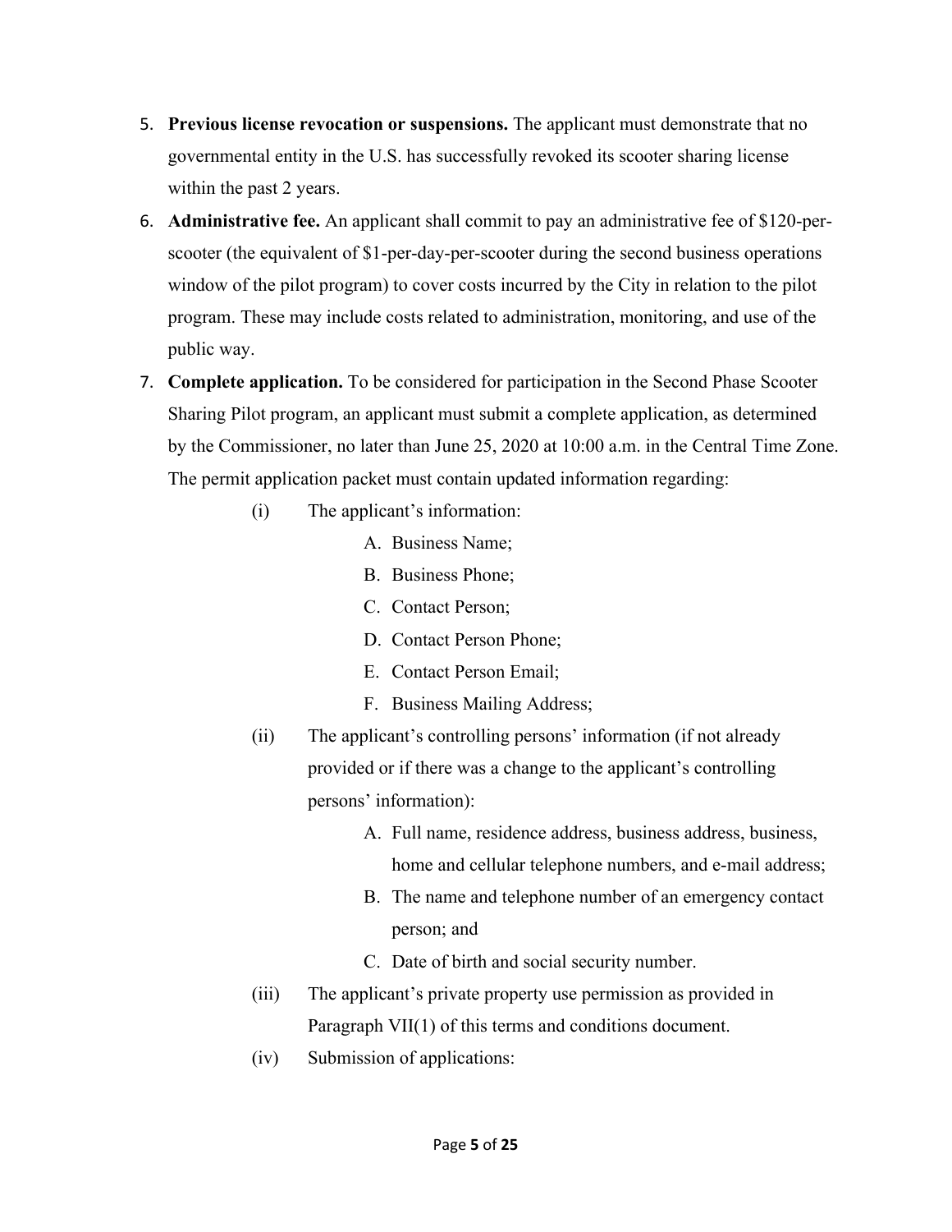5. **Previous license revocation or suspensions.** The applicant must demonstrate that no governmental entity in the U.S. has successfully revoked its scooter sharing license within the past 2 years.
6. **Administrative fee.** An applicant shall commit to pay an administrative fee of $120-per-scooter (the equivalent of $1-per-day-per-scooter during the second business operations window of the pilot program) to cover costs incurred by the City in relation to the pilot program. These may include costs related to administration, monitoring, and use of the public way.
7. **Complete application.** To be considered for participation in the Second Phase Scooter Sharing Pilot program, an applicant must submit a complete application, as determined by the Commissioner, no later than June 25, 2020 at 10:00 a.m. in the Central Time Zone. The permit application packet must contain updated information regarding:

    (i) The applicant's information:

    - A. Business Name;
    - B. Business Phone;
    - C. Contact Person;
    - D. Contact Person Phone;
    - E. Contact Person Email;
    - F. Business Mailing Address;

    (ii) The applicant's controlling persons' information (if not already provided or if there was a change to the applicant's controlling persons' information):

    - A. Full name, residence address, business address, business, home and cellular telephone numbers, and e-mail address;
    - B. The name and telephone number of an emergency contact person; and
    - C. Date of birth and social security number.

    (iii) The applicant's private property use permission as provided in Paragraph VII(1) of this terms and conditions document.

    (iv) Submission of applications: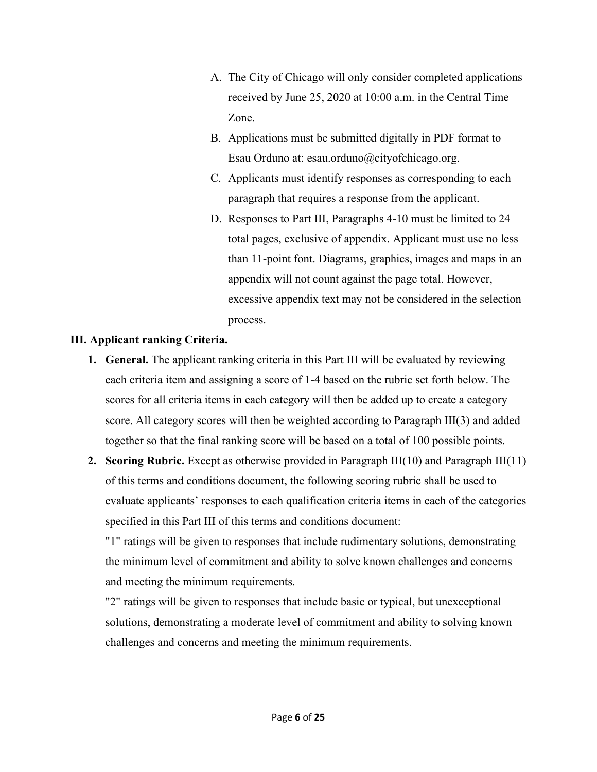A. The City of Chicago will only consider completed applications received by June 25, 2020 at 10:00 a.m. in the Central Time Zone.

B. Applications must be submitted digitally in PDF format to Esau Orduno at: esau.orduno@cityofchicago.org.

C. Applicants must identify responses as corresponding to each paragraph that requires a response from the applicant.

D. Responses to Part III, Paragraphs 4-10 must be limited to 24 total pages, exclusive of appendix. Applicant must use no less than 11-point font. Diagrams, graphics, images and maps in an appendix will not count against the page total. However, excessive appendix text may not be considered in the selection process.

## III. Applicant ranking Criteria.

1. **General.** The applicant ranking criteria in this Part III will be evaluated by reviewing each criteria item and assigning a score of 1-4 based on the rubric set forth below. The scores for all criteria items in each category will then be added up to create a category score. All category scores will then be weighted according to Paragraph III(3) and added together so that the final ranking score will be based on a total of 100 possible points.

2. **Scoring Rubric.** Except as otherwise provided in Paragraph III(10) and Paragraph III(11) of this terms and conditions document, the following scoring rubric shall be used to evaluate applicants' responses to each qualification criteria items in each of the categories specified in this Part III of this terms and conditions document:

   "1" ratings will be given to responses that include rudimentary solutions, demonstrating the minimum level of commitment and ability to solve known challenges and concerns and meeting the minimum requirements.

   "2" ratings will be given to responses that include basic or typical, but unexceptional solutions, demonstrating a moderate level of commitment and ability to solving known challenges and concerns and meeting the minimum requirements.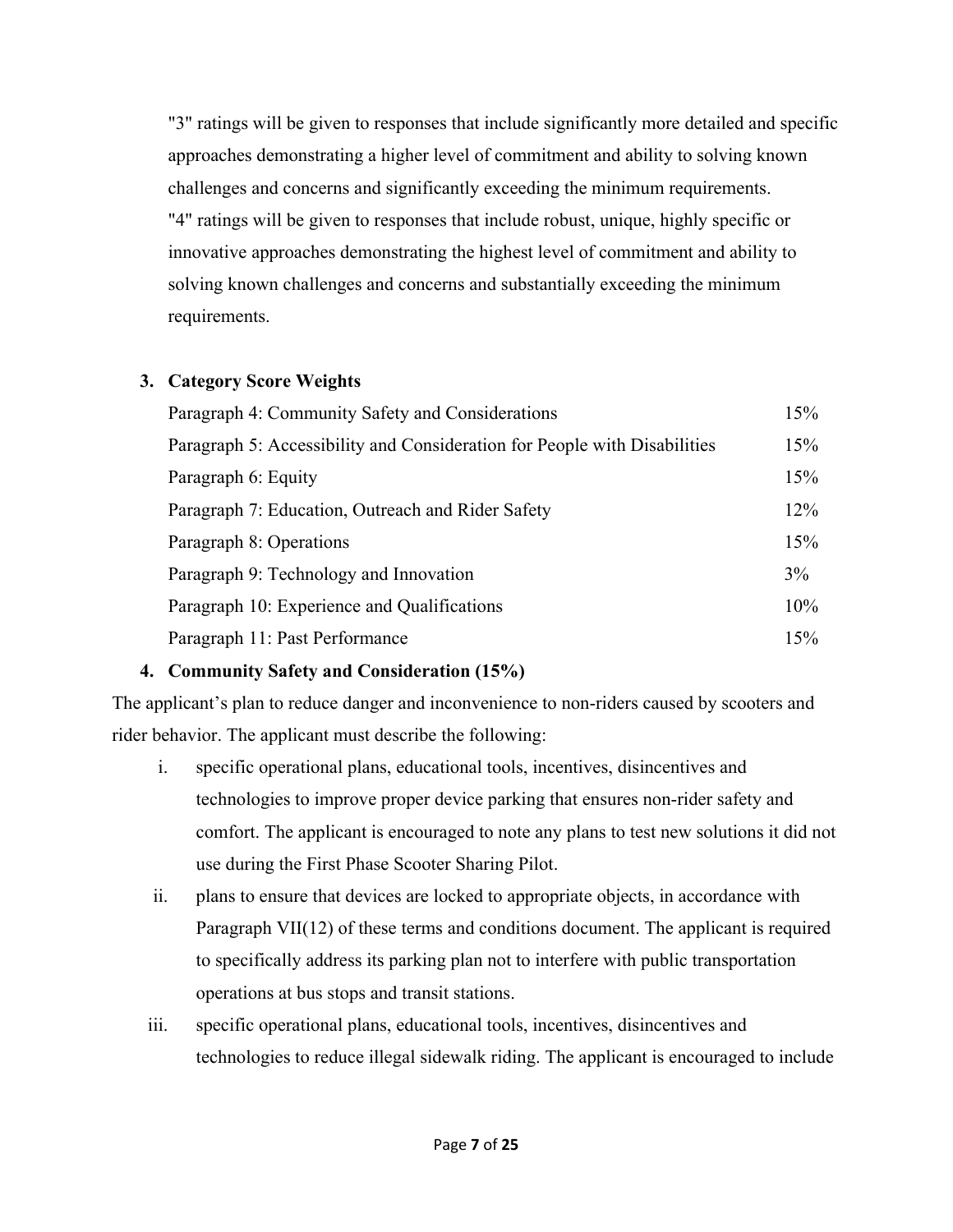"3" ratings will be given to responses that include significantly more detailed and specific approaches demonstrating a higher level of commitment and ability to solving known challenges and concerns and significantly exceeding the minimum requirements.

"4" ratings will be given to responses that include robust, unique, highly specific or innovative approaches demonstrating the highest level of commitment and ability to solving known challenges and concerns and substantially exceeding the minimum requirements.

**3. Category Score Weights**

| Category | Weight |
|---|---|
| Paragraph 4: Community Safety and Considerations | 15% |
| Paragraph 5: Accessibility and Consideration for People with Disabilities | 15% |
| Paragraph 6: Equity | 15% |
| Paragraph 7: Education, Outreach and Rider Safety | 12% |
| Paragraph 8: Operations | 15% |
| Paragraph 9: Technology and Innovation | 3% |
| Paragraph 10: Experience and Qualifications | 10% |
| Paragraph 11: Past Performance | 15% |

**4. Community Safety and Consideration (15%)**

The applicant's plan to reduce danger and inconvenience to non-riders caused by scooters and rider behavior. The applicant must describe the following:

i. specific operational plans, educational tools, incentives, disincentives and technologies to improve proper device parking that ensures non-rider safety and comfort. The applicant is encouraged to note any plans to test new solutions it did not use during the First Phase Scooter Sharing Pilot.

ii. plans to ensure that devices are locked to appropriate objects, in accordance with Paragraph VII(12) of these terms and conditions document. The applicant is required to specifically address its parking plan not to interfere with public transportation operations at bus stops and transit stations.

iii. specific operational plans, educational tools, incentives, disincentives and technologies to reduce illegal sidewalk riding. The applicant is encouraged to include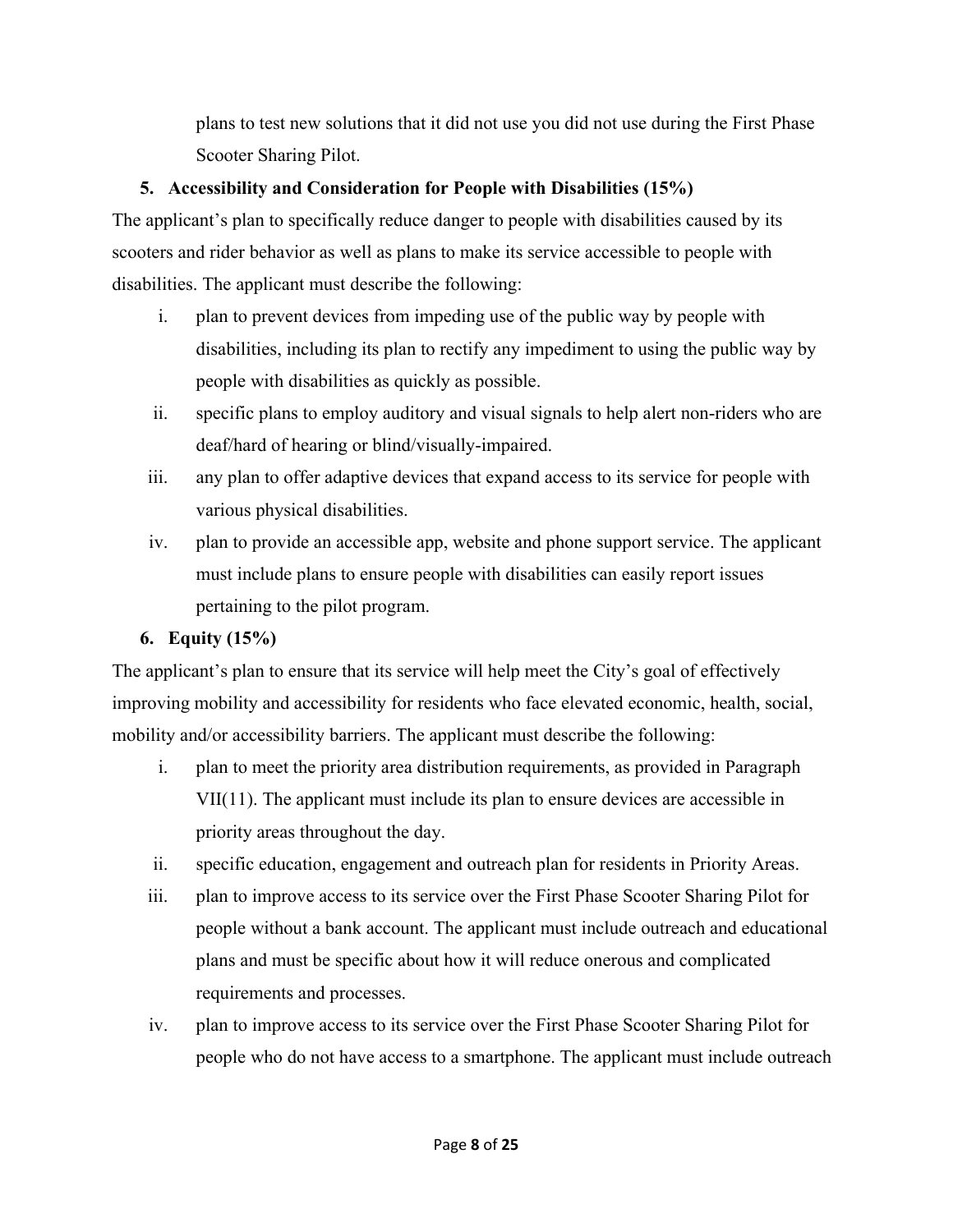plans to test new solutions that it did not use you did not use during the First Phase Scooter Sharing Pilot.

5. **Accessibility and Consideration for People with Disabilities (15%)**

The applicant's plan to specifically reduce danger to people with disabilities caused by its scooters and rider behavior as well as plans to make its service accessible to people with disabilities. The applicant must describe the following:

i. plan to prevent devices from impeding use of the public way by people with disabilities, including its plan to rectify any impediment to using the public way by people with disabilities as quickly as possible.
ii. specific plans to employ auditory and visual signals to help alert non-riders who are deaf/hard of hearing or blind/visually-impaired.
iii. any plan to offer adaptive devices that expand access to its service for people with various physical disabilities.
iv. plan to provide an accessible app, website and phone support service. The applicant must include plans to ensure people with disabilities can easily report issues pertaining to the pilot program.

6. **Equity (15%)**

The applicant's plan to ensure that its service will help meet the City's goal of effectively improving mobility and accessibility for residents who face elevated economic, health, social, mobility and/or accessibility barriers. The applicant must describe the following:

i. plan to meet the priority area distribution requirements, as provided in Paragraph VII(11). The applicant must include its plan to ensure devices are accessible in priority areas throughout the day.
ii. specific education, engagement and outreach plan for residents in Priority Areas.
iii. plan to improve access to its service over the First Phase Scooter Sharing Pilot for people without a bank account. The applicant must include outreach and educational plans and must be specific about how it will reduce onerous and complicated requirements and processes.
iv. plan to improve access to its service over the First Phase Scooter Sharing Pilot for people who do not have access to a smartphone. The applicant must include outreach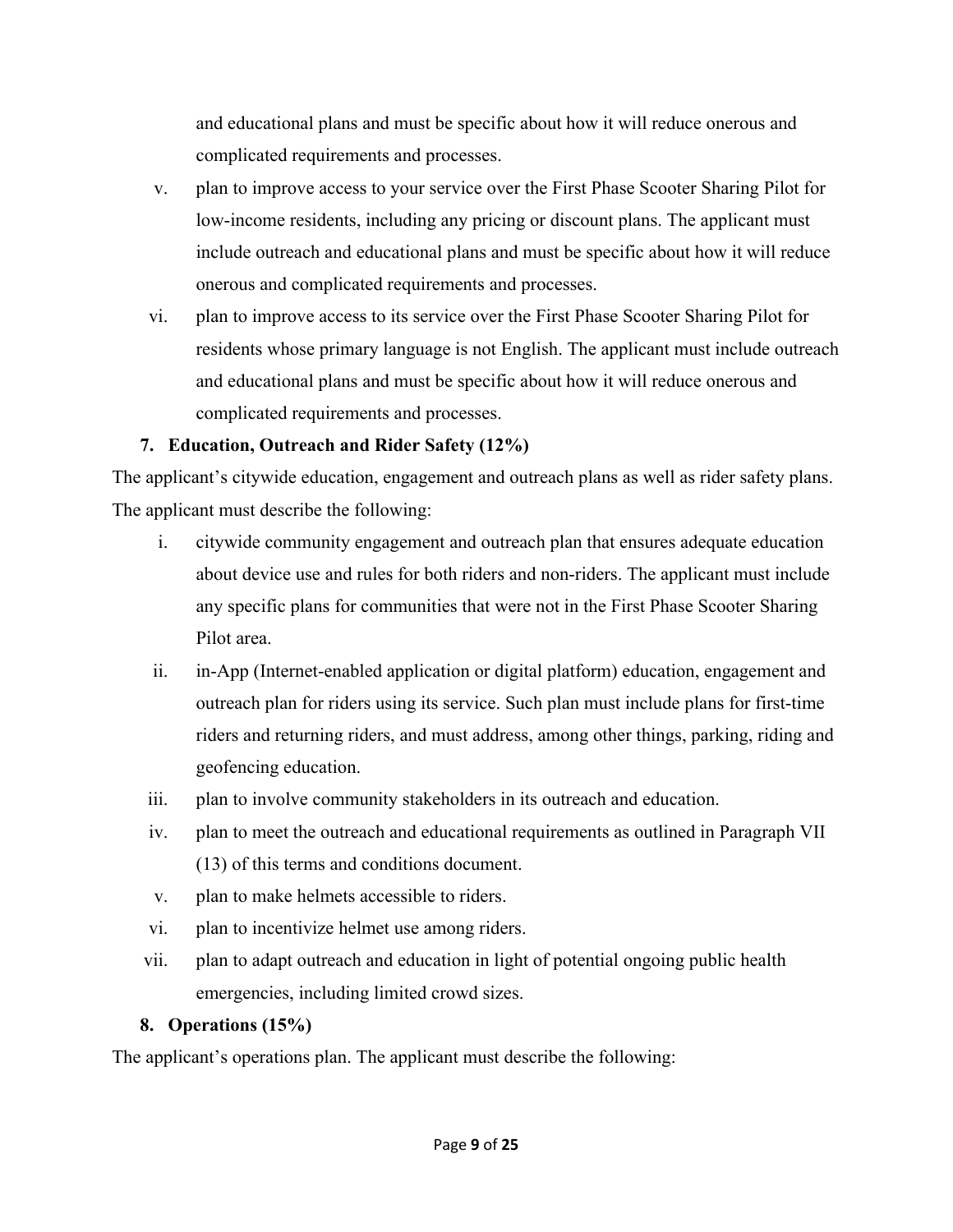and educational plans and must be specific about how it will reduce onerous and complicated requirements and processes.

v. plan to improve access to your service over the First Phase Scooter Sharing Pilot for low-income residents, including any pricing or discount plans. The applicant must include outreach and educational plans and must be specific about how it will reduce onerous and complicated requirements and processes.

vi. plan to improve access to its service over the First Phase Scooter Sharing Pilot for residents whose primary language is not English. The applicant must include outreach and educational plans and must be specific about how it will reduce onerous and complicated requirements and processes.

**7. Education, Outreach and Rider Safety (12%)**

The applicant's citywide education, engagement and outreach plans as well as rider safety plans. The applicant must describe the following:

i. citywide community engagement and outreach plan that ensures adequate education about device use and rules for both riders and non-riders. The applicant must include any specific plans for communities that were not in the First Phase Scooter Sharing Pilot area.

ii. in-App (Internet-enabled application or digital platform) education, engagement and outreach plan for riders using its service. Such plan must include plans for first-time riders and returning riders, and must address, among other things, parking, riding and geofencing education.

iii. plan to involve community stakeholders in its outreach and education.

iv. plan to meet the outreach and educational requirements as outlined in Paragraph VII (13) of this terms and conditions document.

v. plan to make helmets accessible to riders.

vi. plan to incentivize helmet use among riders.

vii. plan to adapt outreach and education in light of potential ongoing public health emergencies, including limited crowd sizes.

**8. Operations (15%)**

The applicant's operations plan. The applicant must describe the following: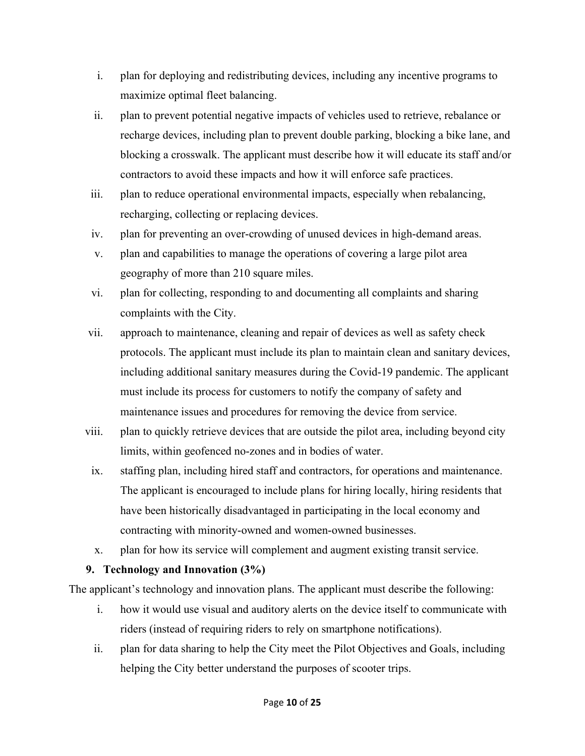i. plan for deploying and redistributing devices, including any incentive programs to maximize optimal fleet balancing.

ii. plan to prevent potential negative impacts of vehicles used to retrieve, rebalance or recharge devices, including plan to prevent double parking, blocking a bike lane, and blocking a crosswalk. The applicant must describe how it will educate its staff and/or contractors to avoid these impacts and how it will enforce safe practices.

iii. plan to reduce operational environmental impacts, especially when rebalancing, recharging, collecting or replacing devices.

iv. plan for preventing an over-crowding of unused devices in high-demand areas.

v. plan and capabilities to manage the operations of covering a large pilot area geography of more than 210 square miles.

vi. plan for collecting, responding to and documenting all complaints and sharing complaints with the City.

vii. approach to maintenance, cleaning and repair of devices as well as safety check protocols. The applicant must include its plan to maintain clean and sanitary devices, including additional sanitary measures during the Covid-19 pandemic. The applicant must include its process for customers to notify the company of safety and maintenance issues and procedures for removing the device from service.

viii. plan to quickly retrieve devices that are outside the pilot area, including beyond city limits, within geofenced no-zones and in bodies of water.

ix. staffing plan, including hired staff and contractors, for operations and maintenance. The applicant is encouraged to include plans for hiring locally, hiring residents that have been historically disadvantaged in participating in the local economy and contracting with minority-owned and women-owned businesses.

x. plan for how its service will complement and augment existing transit service.

**9. Technology and Innovation (3%)**

The applicant's technology and innovation plans. The applicant must describe the following:

i. how it would use visual and auditory alerts on the device itself to communicate with riders (instead of requiring riders to rely on smartphone notifications).

ii. plan for data sharing to help the City meet the Pilot Objectives and Goals, including helping the City better understand the purposes of scooter trips.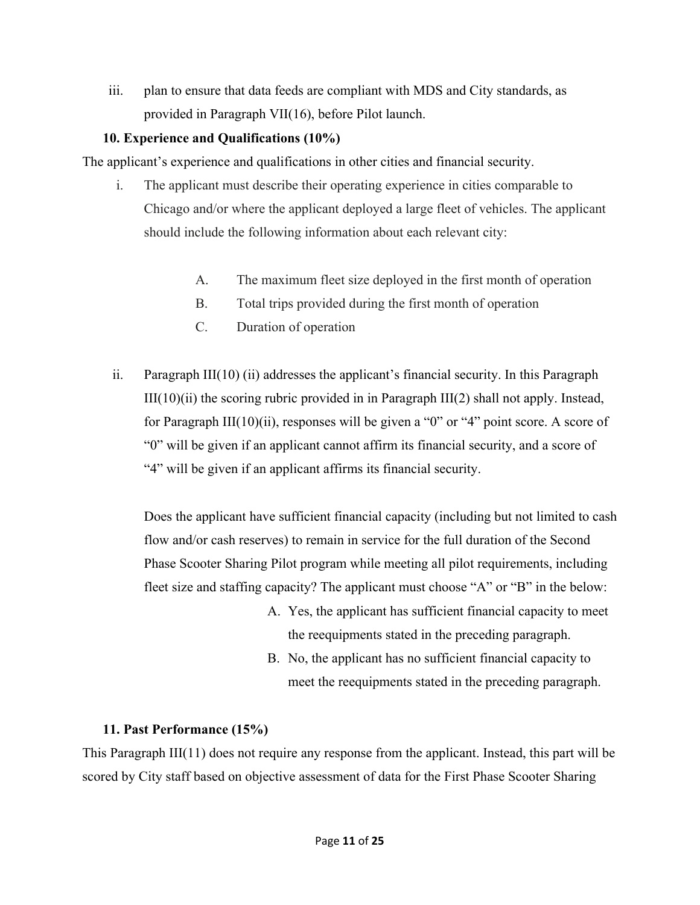iii. plan to ensure that data feeds are compliant with MDS and City standards, as provided in Paragraph VII(16), before Pilot launch.

**10. Experience and Qualifications (10%)**

The applicant's experience and qualifications in other cities and financial security.

i. The applicant must describe their operating experience in cities comparable to Chicago and/or where the applicant deployed a large fleet of vehicles. The applicant should include the following information about each relevant city:

   A. The maximum fleet size deployed in the first month of operation
   
   B. Total trips provided during the first month of operation
   
   C. Duration of operation

ii. Paragraph III(10) (ii) addresses the applicant's financial security. In this Paragraph III(10)(ii) the scoring rubric provided in in Paragraph III(2) shall not apply. Instead, for Paragraph III(10)(ii), responses will be given a "0" or "4" point score. A score of "0" will be given if an applicant cannot affirm its financial security, and a score of "4" will be given if an applicant affirms its financial security.

   Does the applicant have sufficient financial capacity (including but not limited to cash flow and/or cash reserves) to remain in service for the full duration of the Second Phase Scooter Sharing Pilot program while meeting all pilot requirements, including fleet size and staffing capacity? The applicant must choose "A" or "B" in the below:

   A. Yes, the applicant has sufficient financial capacity to meet the reequipments stated in the preceding paragraph.
   
   B. No, the applicant has no sufficient financial capacity to meet the reequipments stated in the preceding paragraph.

**11. Past Performance (15%)**

This Paragraph III(11) does not require any response from the applicant. Instead, this part will be scored by City staff based on objective assessment of data for the First Phase Scooter Sharing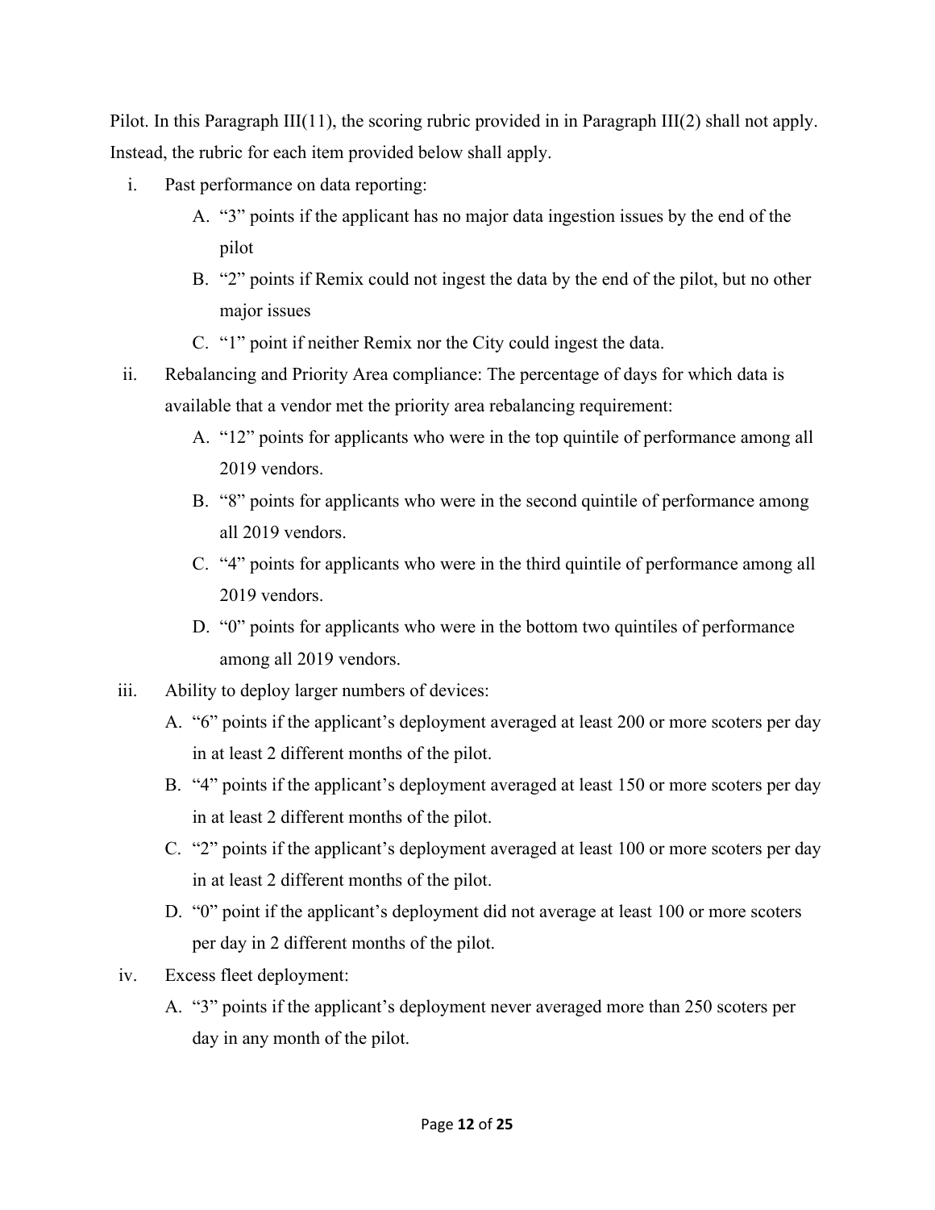Pilot. In this Paragraph III(11), the scoring rubric provided in in Paragraph III(2) shall not apply. Instead, the rubric for each item provided below shall apply.

i. Past performance on data reporting:
   - A. “3” points if the applicant has no major data ingestion issues by the end of the pilot
   - B. “2” points if Remix could not ingest the data by the end of the pilot, but no other major issues
   - C. “1” point if neither Remix nor the City could ingest the data.

ii. Rebalancing and Priority Area compliance: The percentage of days for which data is available that a vendor met the priority area rebalancing requirement:
   - A. “12” points for applicants who were in the top quintile of performance among all 2019 vendors.
   - B. “8” points for applicants who were in the second quintile of performance among all 2019 vendors.
   - C. “4” points for applicants who were in the third quintile of performance among all 2019 vendors.
   - D. “0” points for applicants who were in the bottom two quintiles of performance among all 2019 vendors.

iii. Ability to deploy larger numbers of devices:
   - A. “6” points if the applicant’s deployment averaged at least 200 or more scoters per day in at least 2 different months of the pilot.
   - B. “4” points if the applicant’s deployment averaged at least 150 or more scoters per day in at least 2 different months of the pilot.
   - C. “2” points if the applicant’s deployment averaged at least 100 or more scoters per day in at least 2 different months of the pilot.
   - D. “0” point if the applicant’s deployment did not average at least 100 or more scoters per day in 2 different months of the pilot.

iv. Excess fleet deployment:
   - A. “3” points if the applicant’s deployment never averaged more than 250 scoters per day in any month of the pilot.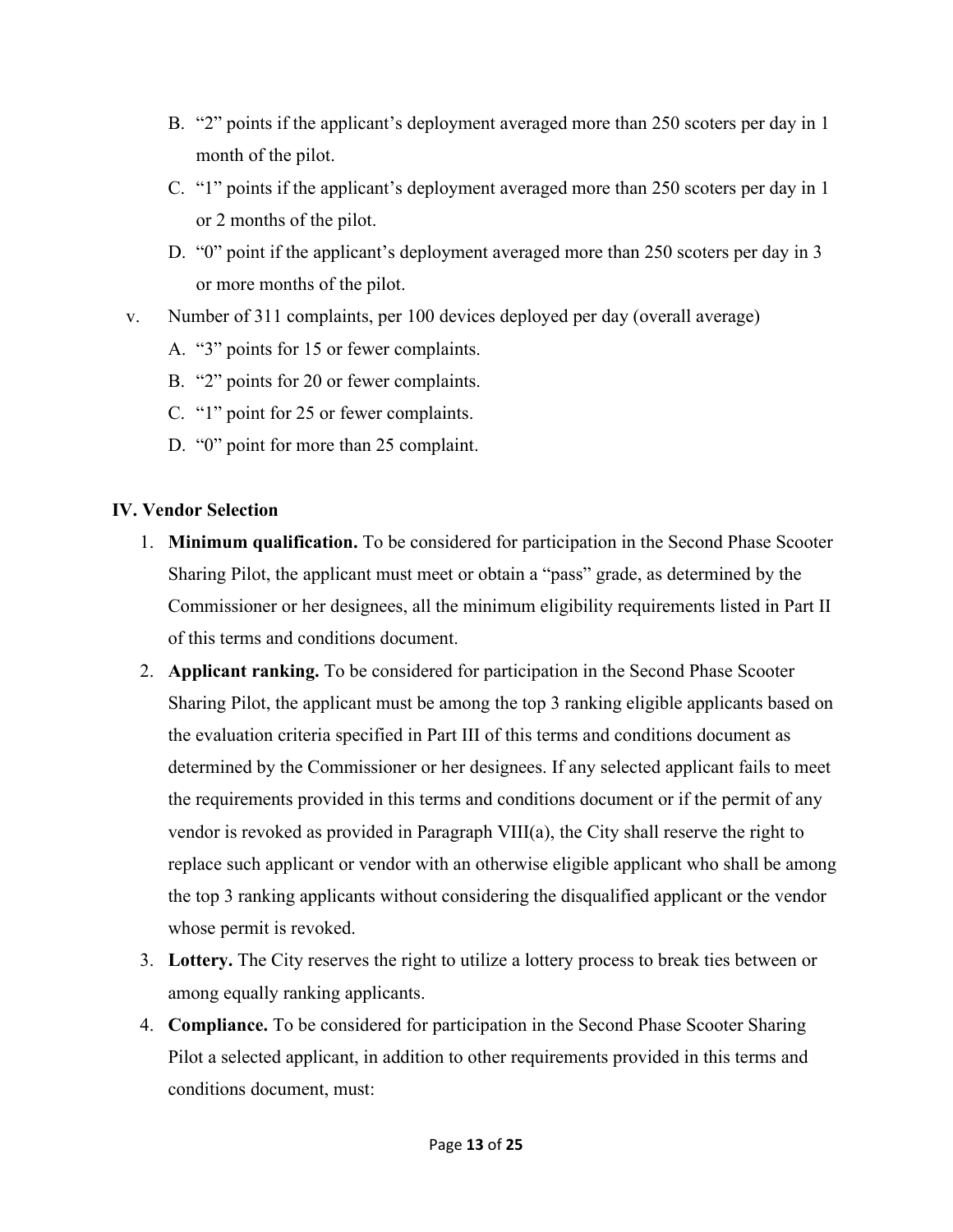B. "2" points if the applicant's deployment averaged more than 250 scoters per day in 1 month of the pilot.

C. "1" points if the applicant's deployment averaged more than 250 scoters per day in 1 or 2 months of the pilot.

D. "0" point if the applicant's deployment averaged more than 250 scoters per day in 3 or more months of the pilot.

v. Number of 311 complaints, per 100 devices deployed per day (overall average)

A. "3" points for 15 or fewer complaints.

B. "2" points for 20 or fewer complaints.

C. "1" point for 25 or fewer complaints.

D. "0" point for more than 25 complaint.

**IV. Vendor Selection**

1. **Minimum qualification.** To be considered for participation in the Second Phase Scooter Sharing Pilot, the applicant must meet or obtain a "pass" grade, as determined by the Commissioner or her designees, all the minimum eligibility requirements listed in Part II of this terms and conditions document.
2. **Applicant ranking.** To be considered for participation in the Second Phase Scooter Sharing Pilot, the applicant must be among the top 3 ranking eligible applicants based on the evaluation criteria specified in Part III of this terms and conditions document as determined by the Commissioner or her designees. If any selected applicant fails to meet the requirements provided in this terms and conditions document or if the permit of any vendor is revoked as provided in Paragraph VIII(a), the City shall reserve the right to replace such applicant or vendor with an otherwise eligible applicant who shall be among the top 3 ranking applicants without considering the disqualified applicant or the vendor whose permit is revoked.
3. **Lottery.** The City reserves the right to utilize a lottery process to break ties between or among equally ranking applicants.
4. **Compliance.** To be considered for participation in the Second Phase Scooter Sharing Pilot a selected applicant, in addition to other requirements provided in this terms and conditions document, must: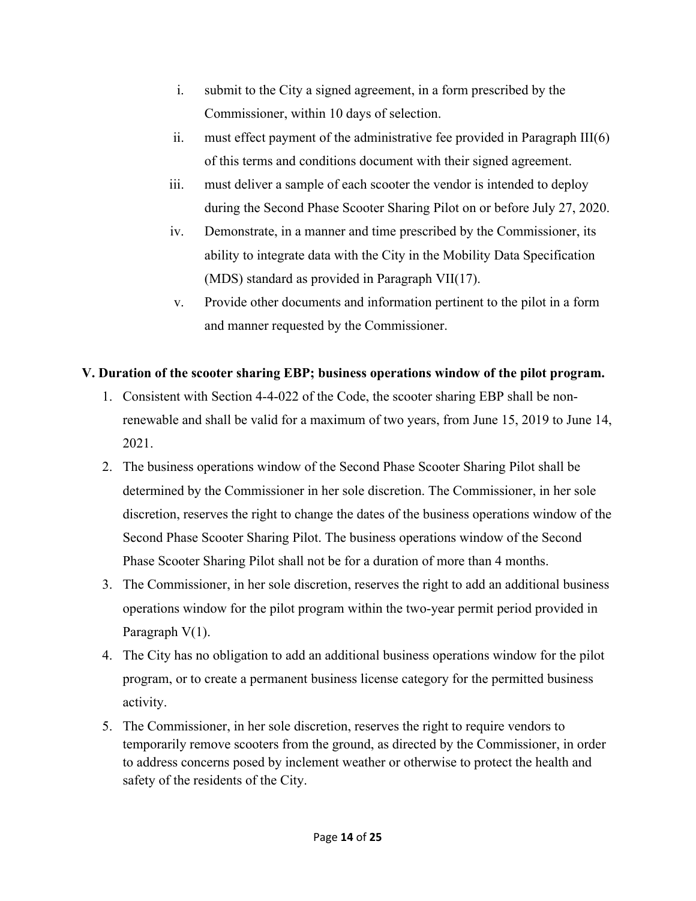i. submit to the City a signed agreement, in a form prescribed by the Commissioner, within 10 days of selection.

ii. must effect payment of the administrative fee provided in Paragraph III(6) of this terms and conditions document with their signed agreement.

iii. must deliver a sample of each scooter the vendor is intended to deploy during the Second Phase Scooter Sharing Pilot on or before July 27, 2020.

iv. Demonstrate, in a manner and time prescribed by the Commissioner, its ability to integrate data with the City in the Mobility Data Specification (MDS) standard as provided in Paragraph VII(17).

v. Provide other documents and information pertinent to the pilot in a form and manner requested by the Commissioner.

**V. Duration of the scooter sharing EBP; business operations window of the pilot program.**

1. Consistent with Section 4-4-022 of the Code, the scooter sharing EBP shall be non-renewable and shall be valid for a maximum of two years, from June 15, 2019 to June 14, 2021.
2. The business operations window of the Second Phase Scooter Sharing Pilot shall be determined by the Commissioner in her sole discretion. The Commissioner, in her sole discretion, reserves the right to change the dates of the business operations window of the Second Phase Scooter Sharing Pilot. The business operations window of the Second Phase Scooter Sharing Pilot shall not be for a duration of more than 4 months.
3. The Commissioner, in her sole discretion, reserves the right to add an additional business operations window for the pilot program within the two-year permit period provided in Paragraph V(1).
4. The City has no obligation to add an additional business operations window for the pilot program, or to create a permanent business license category for the permitted business activity.
5. The Commissioner, in her sole discretion, reserves the right to require vendors to temporarily remove scooters from the ground, as directed by the Commissioner, in order to address concerns posed by inclement weather or otherwise to protect the health and safety of the residents of the City.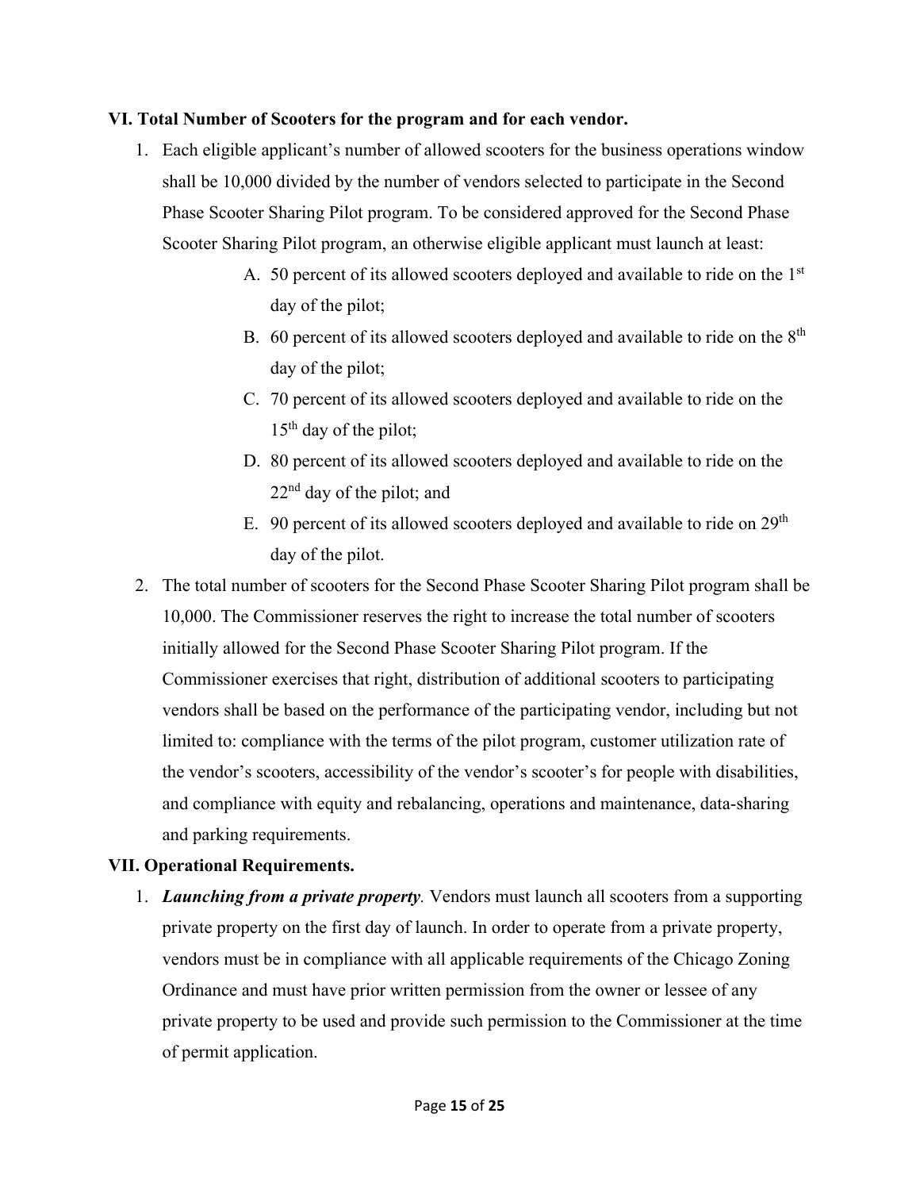## VI. Total Number of Scooters for the program and for each vendor.

1. Each eligible applicant's number of allowed scooters for the business operations window shall be 10,000 divided by the number of vendors selected to participate in the Second Phase Scooter Sharing Pilot program. To be considered approved for the Second Phase Scooter Sharing Pilot program, an otherwise eligible applicant must launch at least:
   - A. 50 percent of its allowed scooters deployed and available to ride on the 1st day of the pilot;
   - B. 60 percent of its allowed scooters deployed and available to ride on the 8th day of the pilot;
   - C. 70 percent of its allowed scooters deployed and available to ride on the 15th day of the pilot;
   - D. 80 percent of its allowed scooters deployed and available to ride on the 22nd day of the pilot; and
   - E. 90 percent of its allowed scooters deployed and available to ride on 29th day of the pilot.
2. The total number of scooters for the Second Phase Scooter Sharing Pilot program shall be 10,000. The Commissioner reserves the right to increase the total number of scooters initially allowed for the Second Phase Scooter Sharing Pilot program. If the Commissioner exercises that right, distribution of additional scooters to participating vendors shall be based on the performance of the participating vendor, including but not limited to: compliance with the terms of the pilot program, customer utilization rate of the vendor's scooters, accessibility of the vendor's scooter's for people with disabilities, and compliance with equity and rebalancing, operations and maintenance, data-sharing and parking requirements.

## VII. Operational Requirements.

1. ***Launching from a private property****.* Vendors must launch all scooters from a supporting private property on the first day of launch. In order to operate from a private property, vendors must be in compliance with all applicable requirements of the Chicago Zoning Ordinance and must have prior written permission from the owner or lessee of any private property to be used and provide such permission to the Commissioner at the time of permit application.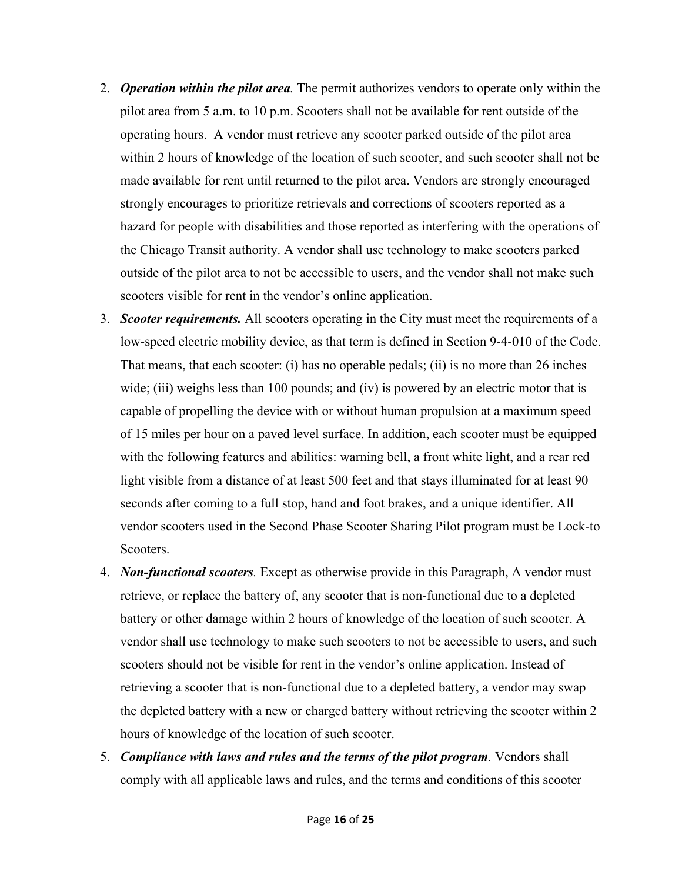2. ***Operation within the pilot area.*** The permit authorizes vendors to operate only within the pilot area from 5 a.m. to 10 p.m. Scooters shall not be available for rent outside of the operating hours. A vendor must retrieve any scooter parked outside of the pilot area within 2 hours of knowledge of the location of such scooter, and such scooter shall not be made available for rent until returned to the pilot area. Vendors are strongly encouraged strongly encourages to prioritize retrievals and corrections of scooters reported as a hazard for people with disabilities and those reported as interfering with the operations of the Chicago Transit authority. A vendor shall use technology to make scooters parked outside of the pilot area to not be accessible to users, and the vendor shall not make such scooters visible for rent in the vendor's online application.
3. ***Scooter requirements.*** All scooters operating in the City must meet the requirements of a low-speed electric mobility device, as that term is defined in Section 9-4-010 of the Code. That means, that each scooter: (i) has no operable pedals; (ii) is no more than 26 inches wide; (iii) weighs less than 100 pounds; and (iv) is powered by an electric motor that is capable of propelling the device with or without human propulsion at a maximum speed of 15 miles per hour on a paved level surface. In addition, each scooter must be equipped with the following features and abilities: warning bell, a front white light, and a rear red light visible from a distance of at least 500 feet and that stays illuminated for at least 90 seconds after coming to a full stop, hand and foot brakes, and a unique identifier. All vendor scooters used in the Second Phase Scooter Sharing Pilot program must be Lock-to Scooters.
4. ***Non-functional scooters.*** Except as otherwise provide in this Paragraph, A vendor must retrieve, or replace the battery of, any scooter that is non-functional due to a depleted battery or other damage within 2 hours of knowledge of the location of such scooter. A vendor shall use technology to make such scooters to not be accessible to users, and such scooters should not be visible for rent in the vendor's online application. Instead of retrieving a scooter that is non-functional due to a depleted battery, a vendor may swap the depleted battery with a new or charged battery without retrieving the scooter within 2 hours of knowledge of the location of such scooter.
5. ***Compliance with laws and rules and the terms of the pilot program.*** Vendors shall comply with all applicable laws and rules, and the terms and conditions of this scooter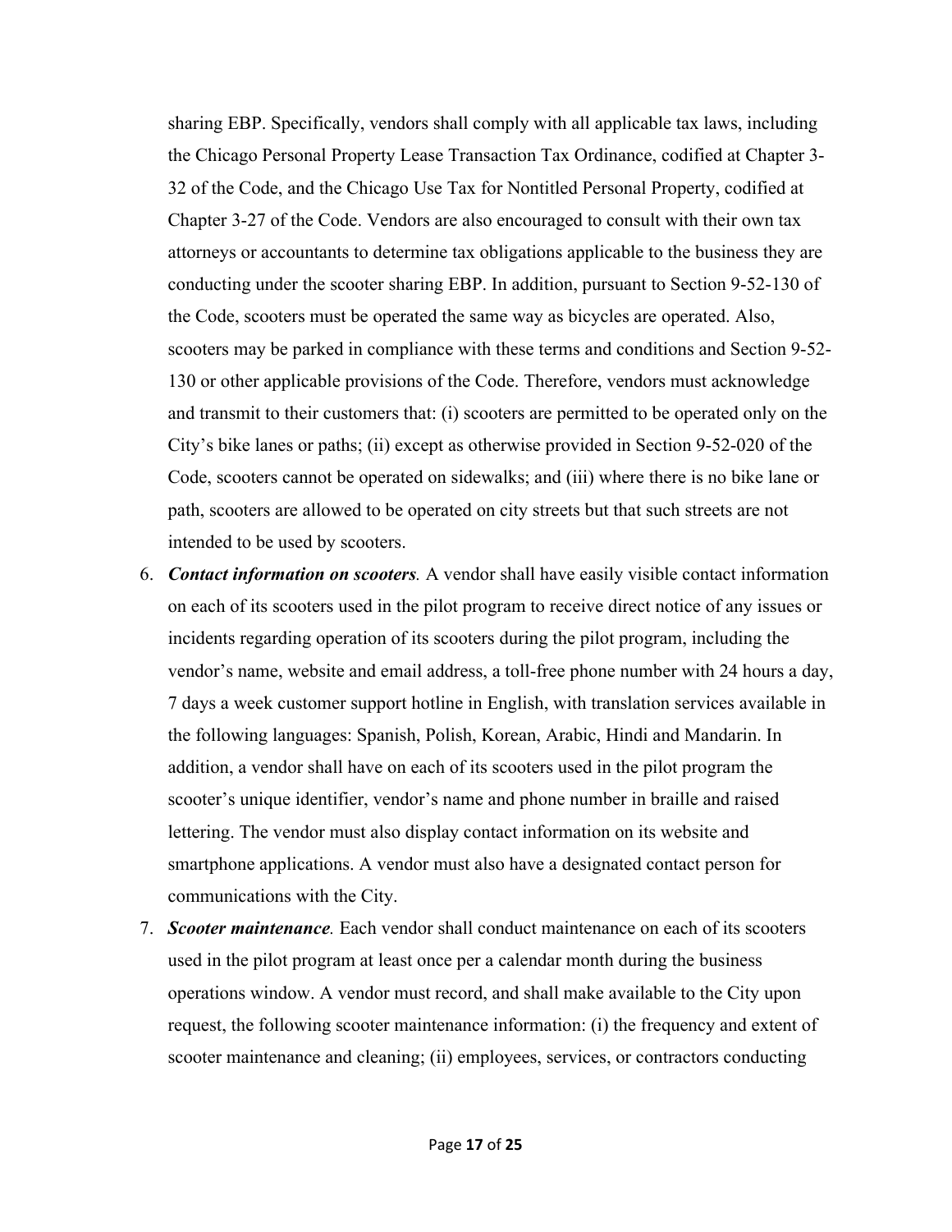sharing EBP. Specifically, vendors shall comply with all applicable tax laws, including the Chicago Personal Property Lease Transaction Tax Ordinance, codified at Chapter 3-32 of the Code, and the Chicago Use Tax for Nontitled Personal Property, codified at Chapter 3-27 of the Code. Vendors are also encouraged to consult with their own tax attorneys or accountants to determine tax obligations applicable to the business they are conducting under the scooter sharing EBP. In addition, pursuant to Section 9-52-130 of the Code, scooters must be operated the same way as bicycles are operated. Also, scooters may be parked in compliance with these terms and conditions and Section 9-52-130 or other applicable provisions of the Code. Therefore, vendors must acknowledge and transmit to their customers that: (i) scooters are permitted to be operated only on the City's bike lanes or paths; (ii) except as otherwise provided in Section 9-52-020 of the Code, scooters cannot be operated on sidewalks; and (iii) where there is no bike lane or path, scooters are allowed to be operated on city streets but that such streets are not intended to be used by scooters.

6. ***Contact information on scooters.*** A vendor shall have easily visible contact information on each of its scooters used in the pilot program to receive direct notice of any issues or incidents regarding operation of its scooters during the pilot program, including the vendor's name, website and email address, a toll-free phone number with 24 hours a day, 7 days a week customer support hotline in English, with translation services available in the following languages: Spanish, Polish, Korean, Arabic, Hindi and Mandarin. In addition, a vendor shall have on each of its scooters used in the pilot program the scooter's unique identifier, vendor's name and phone number in braille and raised lettering. The vendor must also display contact information on its website and smartphone applications. A vendor must also have a designated contact person for communications with the City.
7. ***Scooter maintenance.*** Each vendor shall conduct maintenance on each of its scooters used in the pilot program at least once per a calendar month during the business operations window. A vendor must record, and shall make available to the City upon request, the following scooter maintenance information: (i) the frequency and extent of scooter maintenance and cleaning; (ii) employees, services, or contractors conducting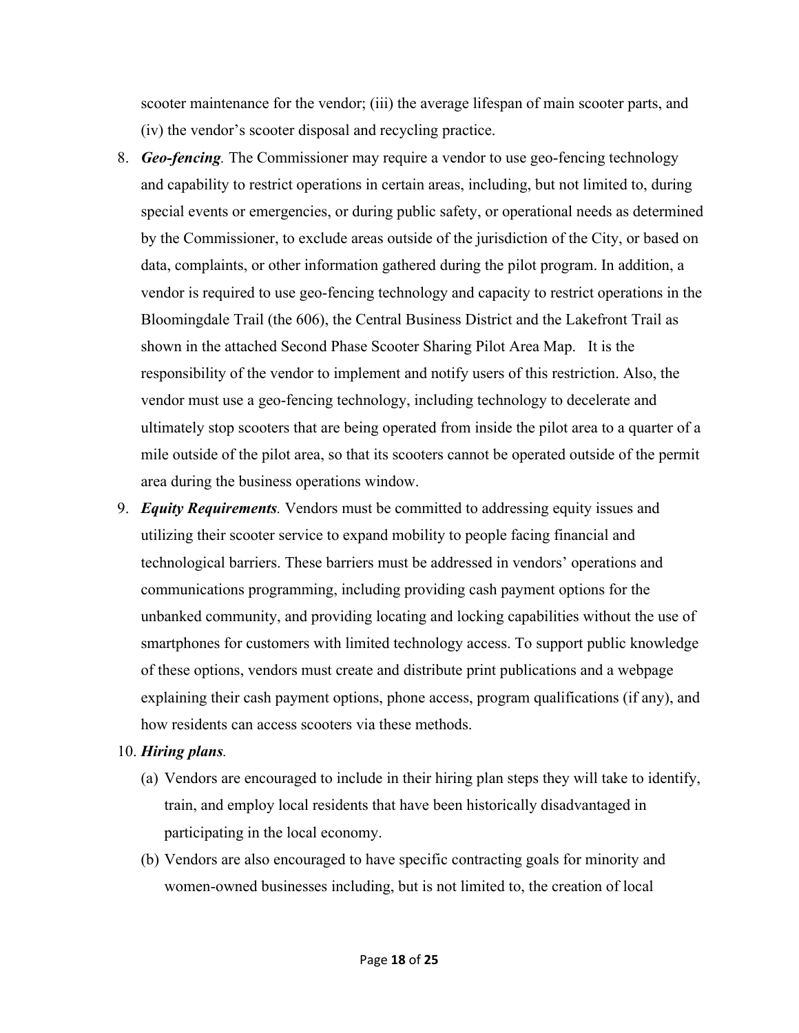scooter maintenance for the vendor; (iii) the average lifespan of main scooter parts, and (iv) the vendor's scooter disposal and recycling practice.

8. ***Geo-fencing.*** The Commissioner may require a vendor to use geo-fencing technology and capability to restrict operations in certain areas, including, but not limited to, during special events or emergencies, or during public safety, or operational needs as determined by the Commissioner, to exclude areas outside of the jurisdiction of the City, or based on data, complaints, or other information gathered during the pilot program. In addition, a vendor is required to use geo-fencing technology and capacity to restrict operations in the Bloomingdale Trail (the 606), the Central Business District and the Lakefront Trail as shown in the attached Second Phase Scooter Sharing Pilot Area Map. It is the responsibility of the vendor to implement and notify users of this restriction. Also, the vendor must use a geo-fencing technology, including technology to decelerate and ultimately stop scooters that are being operated from inside the pilot area to a quarter of a mile outside of the pilot area, so that its scooters cannot be operated outside of the permit area during the business operations window.
9. ***Equity Requirements.*** Vendors must be committed to addressing equity issues and utilizing their scooter service to expand mobility to people facing financial and technological barriers. These barriers must be addressed in vendors' operations and communications programming, including providing cash payment options for the unbanked community, and providing locating and locking capabilities without the use of smartphones for customers with limited technology access. To support public knowledge of these options, vendors must create and distribute print publications and a webpage explaining their cash payment options, phone access, program qualifications (if any), and how residents can access scooters via these methods.
10. ***Hiring plans.***
    (a) Vendors are encouraged to include in their hiring plan steps they will take to identify, train, and employ local residents that have been historically disadvantaged in participating in the local economy.
    (b) Vendors are also encouraged to have specific contracting goals for minority and women-owned businesses including, but is not limited to, the creation of local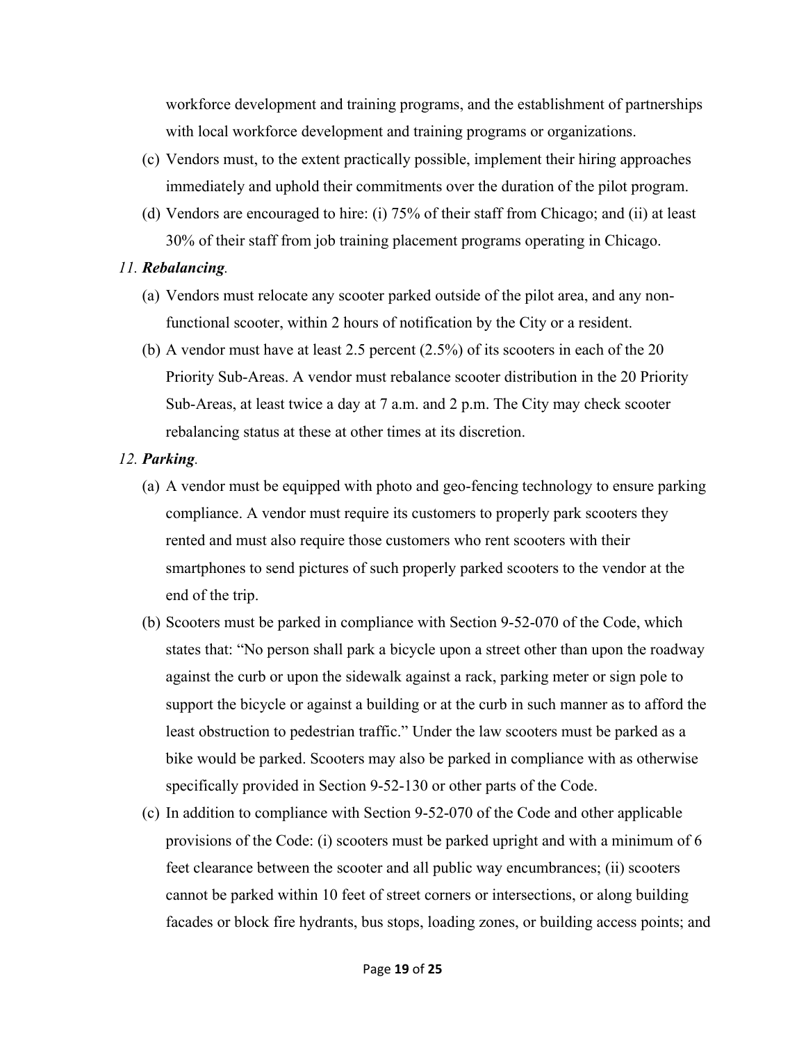workforce development and training programs, and the establishment of partnerships with local workforce development and training programs or organizations.

(c) Vendors must, to the extent practically possible, implement their hiring approaches immediately and uphold their commitments over the duration of the pilot program.

(d) Vendors are encouraged to hire: (i) 75% of their staff from Chicago; and (ii) at least 30% of their staff from job training placement programs operating in Chicago.

*11. **Rebalancing**.*

(a) Vendors must relocate any scooter parked outside of the pilot area, and any non-functional scooter, within 2 hours of notification by the City or a resident.

(b) A vendor must have at least 2.5 percent (2.5%) of its scooters in each of the 20 Priority Sub-Areas. A vendor must rebalance scooter distribution in the 20 Priority Sub-Areas, at least twice a day at 7 a.m. and 2 p.m. The City may check scooter rebalancing status at these at other times at its discretion.

*12. **Parking**.*

(a) A vendor must be equipped with photo and geo-fencing technology to ensure parking compliance. A vendor must require its customers to properly park scooters they rented and must also require those customers who rent scooters with their smartphones to send pictures of such properly parked scooters to the vendor at the end of the trip.

(b) Scooters must be parked in compliance with Section 9-52-070 of the Code, which states that: "No person shall park a bicycle upon a street other than upon the roadway against the curb or upon the sidewalk against a rack, parking meter or sign pole to support the bicycle or against a building or at the curb in such manner as to afford the least obstruction to pedestrian traffic." Under the law scooters must be parked as a bike would be parked. Scooters may also be parked in compliance with as otherwise specifically provided in Section 9-52-130 or other parts of the Code.

(c) In addition to compliance with Section 9-52-070 of the Code and other applicable provisions of the Code: (i) scooters must be parked upright and with a minimum of 6 feet clearance between the scooter and all public way encumbrances; (ii) scooters cannot be parked within 10 feet of street corners or intersections, or along building facades or block fire hydrants, bus stops, loading zones, or building access points; and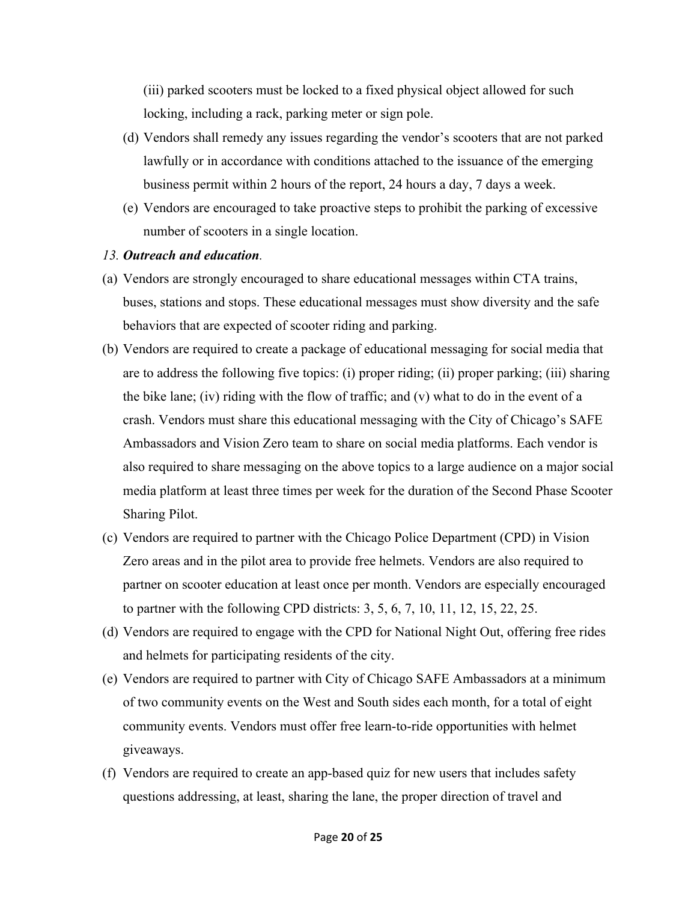(iii) parked scooters must be locked to a fixed physical object allowed for such locking, including a rack, parking meter or sign pole.

(d) Vendors shall remedy any issues regarding the vendor's scooters that are not parked lawfully or in accordance with conditions attached to the issuance of the emerging business permit within 2 hours of the report, 24 hours a day, 7 days a week.

(e) Vendors are encouraged to take proactive steps to prohibit the parking of excessive number of scooters in a single location.

*13. **Outreach and education**.*

(a) Vendors are strongly encouraged to share educational messages within CTA trains, buses, stations and stops. These educational messages must show diversity and the safe behaviors that are expected of scooter riding and parking.

(b) Vendors are required to create a package of educational messaging for social media that are to address the following five topics: (i) proper riding; (ii) proper parking; (iii) sharing the bike lane; (iv) riding with the flow of traffic; and (v) what to do in the event of a crash. Vendors must share this educational messaging with the City of Chicago's SAFE Ambassadors and Vision Zero team to share on social media platforms. Each vendor is also required to share messaging on the above topics to a large audience on a major social media platform at least three times per week for the duration of the Second Phase Scooter Sharing Pilot.

(c) Vendors are required to partner with the Chicago Police Department (CPD) in Vision Zero areas and in the pilot area to provide free helmets. Vendors are also required to partner on scooter education at least once per month. Vendors are especially encouraged to partner with the following CPD districts: 3, 5, 6, 7, 10, 11, 12, 15, 22, 25.

(d) Vendors are required to engage with the CPD for National Night Out, offering free rides and helmets for participating residents of the city.

(e) Vendors are required to partner with City of Chicago SAFE Ambassadors at a minimum of two community events on the West and South sides each month, for a total of eight community events. Vendors must offer free learn-to-ride opportunities with helmet giveaways.

(f) Vendors are required to create an app-based quiz for new users that includes safety questions addressing, at least, sharing the lane, the proper direction of travel and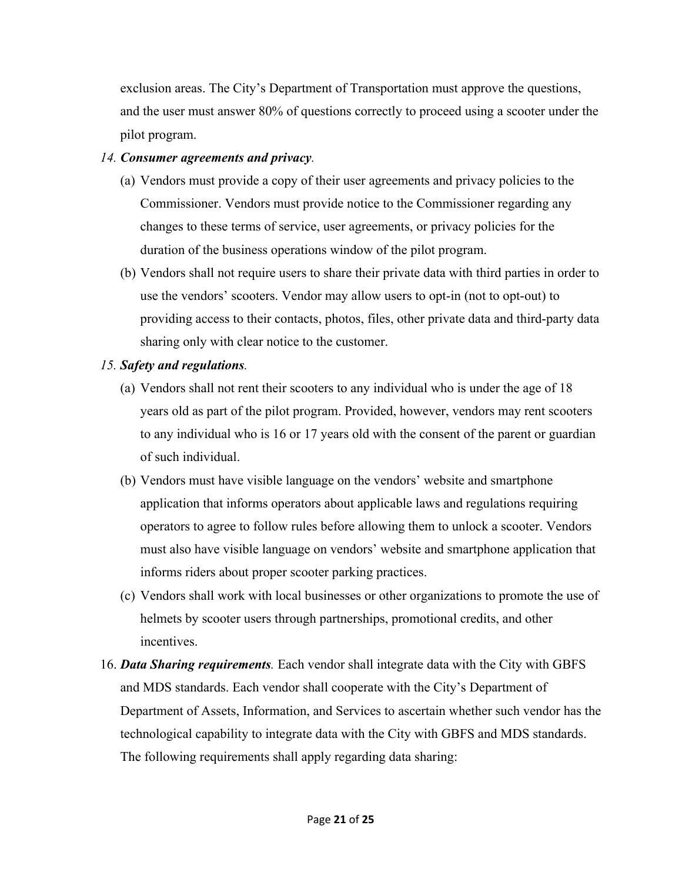exclusion areas. The City's Department of Transportation must approve the questions, and the user must answer 80% of questions correctly to proceed using a scooter under the pilot program.

*14.* ***Consumer agreements and privacy****.*

(a) Vendors must provide a copy of their user agreements and privacy policies to the Commissioner. Vendors must provide notice to the Commissioner regarding any changes to these terms of service, user agreements, or privacy policies for the duration of the business operations window of the pilot program.

(b) Vendors shall not require users to share their private data with third parties in order to use the vendors' scooters. Vendor may allow users to opt-in (not to opt-out) to providing access to their contacts, photos, files, other private data and third-party data sharing only with clear notice to the customer.

*15.* ***Safety and regulations****.*

(a) Vendors shall not rent their scooters to any individual who is under the age of 18 years old as part of the pilot program. Provided, however, vendors may rent scooters to any individual who is 16 or 17 years old with the consent of the parent or guardian of such individual.

(b) Vendors must have visible language on the vendors' website and smartphone application that informs operators about applicable laws and regulations requiring operators to agree to follow rules before allowing them to unlock a scooter. Vendors must also have visible language on vendors' website and smartphone application that informs riders about proper scooter parking practices.

(c) Vendors shall work with local businesses or other organizations to promote the use of helmets by scooter users through partnerships, promotional credits, and other incentives.

16. ***Data Sharing requirements****.* Each vendor shall integrate data with the City with GBFS and MDS standards. Each vendor shall cooperate with the City's Department of Department of Assets, Information, and Services to ascertain whether such vendor has the technological capability to integrate data with the City with GBFS and MDS standards. The following requirements shall apply regarding data sharing: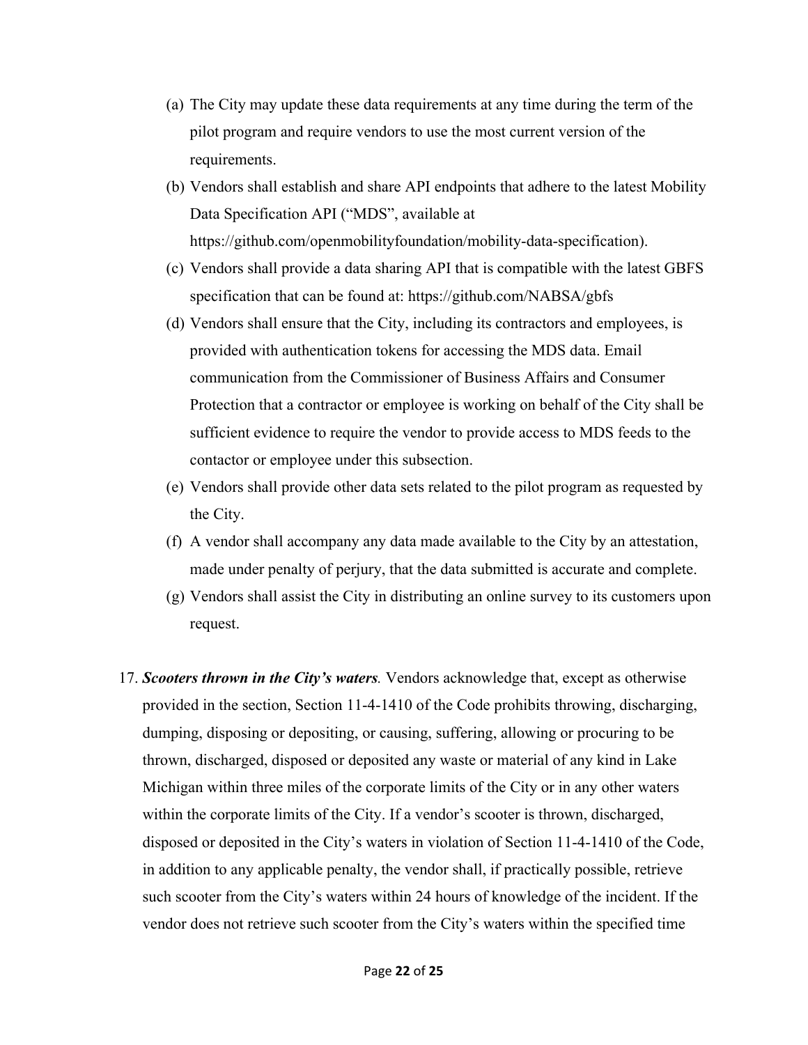(a) The City may update these data requirements at any time during the term of the pilot program and require vendors to use the most current version of the requirements.

(b) Vendors shall establish and share API endpoints that adhere to the latest Mobility Data Specification API ("MDS", available at https://github.com/openmobilityfoundation/mobility-data-specification).

(c) Vendors shall provide a data sharing API that is compatible with the latest GBFS specification that can be found at: https://github.com/NABSA/gbfs

(d) Vendors shall ensure that the City, including its contractors and employees, is provided with authentication tokens for accessing the MDS data. Email communication from the Commissioner of Business Affairs and Consumer Protection that a contractor or employee is working on behalf of the City shall be sufficient evidence to require the vendor to provide access to MDS feeds to the contactor or employee under this subsection.

(e) Vendors shall provide other data sets related to the pilot program as requested by the City.

(f) A vendor shall accompany any data made available to the City by an attestation, made under penalty of perjury, that the data submitted is accurate and complete.

(g) Vendors shall assist the City in distributing an online survey to its customers upon request.

17. ***Scooters thrown in the City's waters.*** Vendors acknowledge that, except as otherwise provided in the section, Section 11-4-1410 of the Code prohibits throwing, discharging, dumping, disposing or depositing, or causing, suffering, allowing or procuring to be thrown, discharged, disposed or deposited any waste or material of any kind in Lake Michigan within three miles of the corporate limits of the City or in any other waters within the corporate limits of the City. If a vendor's scooter is thrown, discharged, disposed or deposited in the City's waters in violation of Section 11-4-1410 of the Code, in addition to any applicable penalty, the vendor shall, if practically possible, retrieve such scooter from the City's waters within 24 hours of knowledge of the incident. If the vendor does not retrieve such scooter from the City's waters within the specified time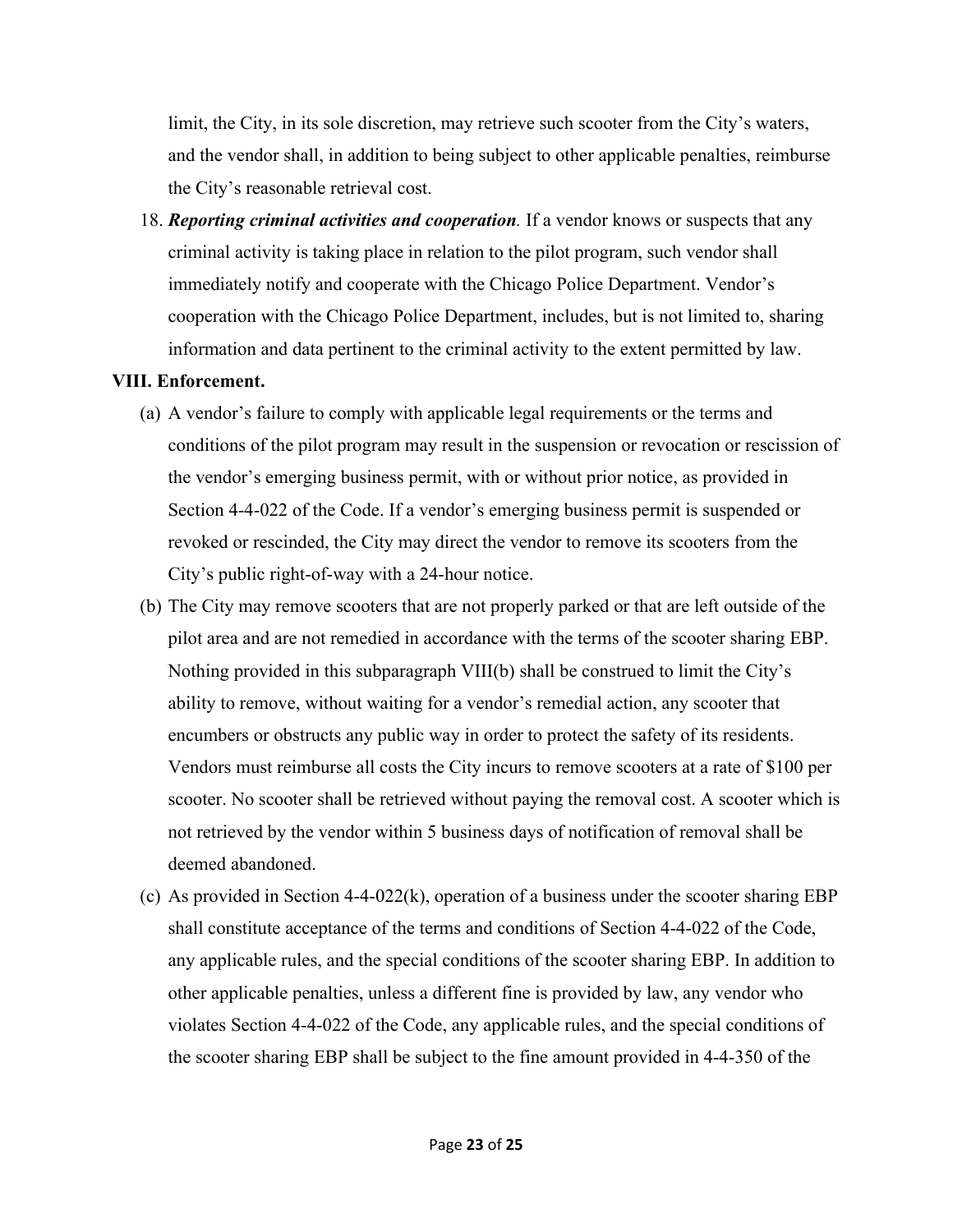limit, the City, in its sole discretion, may retrieve such scooter from the City's waters, and the vendor shall, in addition to being subject to other applicable penalties, reimburse the City's reasonable retrieval cost.

18. ***Reporting criminal activities and cooperation***. If a vendor knows or suspects that any criminal activity is taking place in relation to the pilot program, such vendor shall immediately notify and cooperate with the Chicago Police Department. Vendor's cooperation with the Chicago Police Department, includes, but is not limited to, sharing information and data pertinent to the criminal activity to the extent permitted by law.

**VIII. Enforcement.**

(a) A vendor's failure to comply with applicable legal requirements or the terms and conditions of the pilot program may result in the suspension or revocation or rescission of the vendor's emerging business permit, with or without prior notice, as provided in Section 4-4-022 of the Code. If a vendor's emerging business permit is suspended or revoked or rescinded, the City may direct the vendor to remove its scooters from the City's public right-of-way with a 24-hour notice.

(b) The City may remove scooters that are not properly parked or that are left outside of the pilot area and are not remedied in accordance with the terms of the scooter sharing EBP. Nothing provided in this subparagraph VIII(b) shall be construed to limit the City's ability to remove, without waiting for a vendor's remedial action, any scooter that encumbers or obstructs any public way in order to protect the safety of its residents. Vendors must reimburse all costs the City incurs to remove scooters at a rate of $100 per scooter. No scooter shall be retrieved without paying the removal cost. A scooter which is not retrieved by the vendor within 5 business days of notification of removal shall be deemed abandoned.

(c) As provided in Section 4-4-022(k), operation of a business under the scooter sharing EBP shall constitute acceptance of the terms and conditions of Section 4-4-022 of the Code, any applicable rules, and the special conditions of the scooter sharing EBP. In addition to other applicable penalties, unless a different fine is provided by law, any vendor who violates Section 4-4-022 of the Code, any applicable rules, and the special conditions of the scooter sharing EBP shall be subject to the fine amount provided in 4-4-350 of the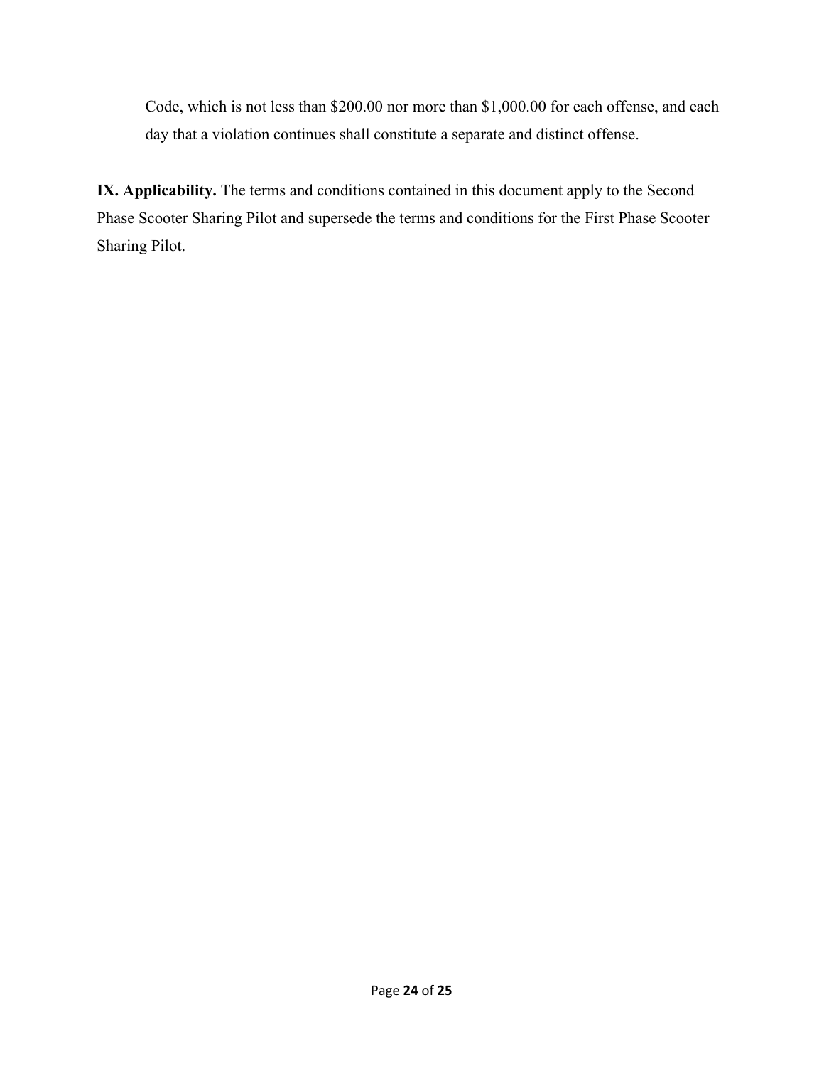Code, which is not less than $200.00 nor more than $1,000.00 for each offense, and each day that a violation continues shall constitute a separate and distinct offense.

**IX. Applicability.** The terms and conditions contained in this document apply to the Second Phase Scooter Sharing Pilot and supersede the terms and conditions for the First Phase Scooter Sharing Pilot.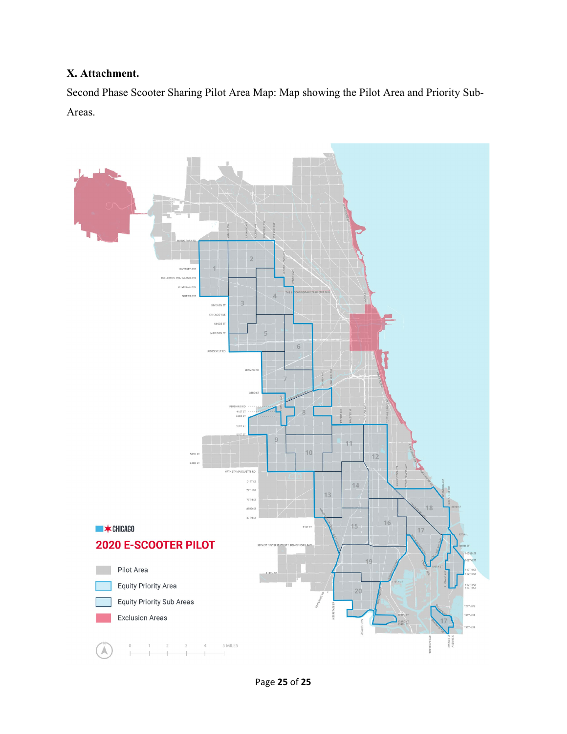**X. Attachment.**

Second Phase Scooter Sharing Pilot Area Map: Map showing the Pilot Area and Priority Sub-Areas.

CHICAGO

2020 E-SCOOTER PILOT

Pilot Area

Equity Priority Area

Equity Priority Sub Areas

Exclusion Areas

0 1 2 3 4 5 MILES